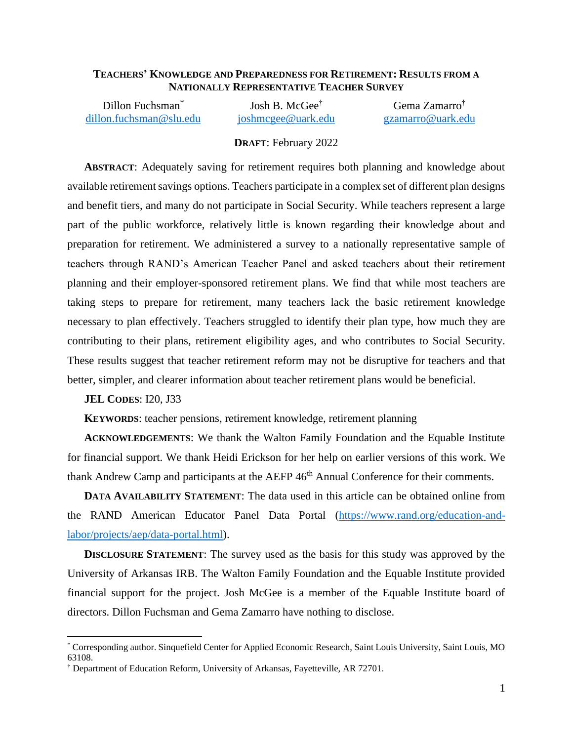# Teachers' Knowledge and Preparedness for Retirement: Results from a Nationally Representative Teacher Survey

| Dillon Fuchsman[*] | Josh B. McGee[†] | Gema Zamarro[†] |
|---|---|---|
| dillon.fuchsman@slu.edu | joshmcgee@uark.edu | gzamarro@uark.edu |

**DRAFT**: February 2022

**ABSTRACT**: Adequately saving for retirement requires both planning and knowledge about available retirement savings options. Teachers participate in a complex set of different plan designs and benefit tiers, and many do not participate in Social Security. While teachers represent a large part of the public workforce, relatively little is known regarding their knowledge about and preparation for retirement. We administered a survey to a nationally representative sample of teachers through RAND's American Teacher Panel and asked teachers about their retirement planning and their employer-sponsored retirement plans. We find that while most teachers are taking steps to prepare for retirement, many teachers lack the basic retirement knowledge necessary to plan effectively. Teachers struggled to identify their plan type, how much they are contributing to their plans, retirement eligibility ages, and who contributes to Social Security. These results suggest that teacher retirement reform may not be disruptive for teachers and that better, simpler, and clearer information about teacher retirement plans would be beneficial.

**JEL CODES**: I20, J33

**KEYWORDS**: teacher pensions, retirement knowledge, retirement planning

**ACKNOWLEDGEMENTS**: We thank the Walton Family Foundation and the Equable Institute for financial support. We thank Heidi Erickson for her help on earlier versions of this work. We thank Andrew Camp and participants at the AEFP 46th Annual Conference for their comments.

**DATA AVAILABILITY STATEMENT**: The data used in this article can be obtained online from the RAND American Educator Panel Data Portal (https://www.rand.org/education-and-labor/projects/aep/data-portal.html).

**DISCLOSURE STATEMENT**: The survey used as the basis for this study was approved by the University of Arkansas IRB. The Walton Family Foundation and the Equable Institute provided financial support for the project. Josh McGee is a member of the Equable Institute board of directors. Dillon Fuchsman and Gema Zamarro have nothing to disclose.

---

[*] Corresponding author. Sinquefield Center for Applied Economic Research, Saint Louis University, Saint Louis, MO 63108.

[†] Department of Education Reform, University of Arkansas, Fayetteville, AR 72701.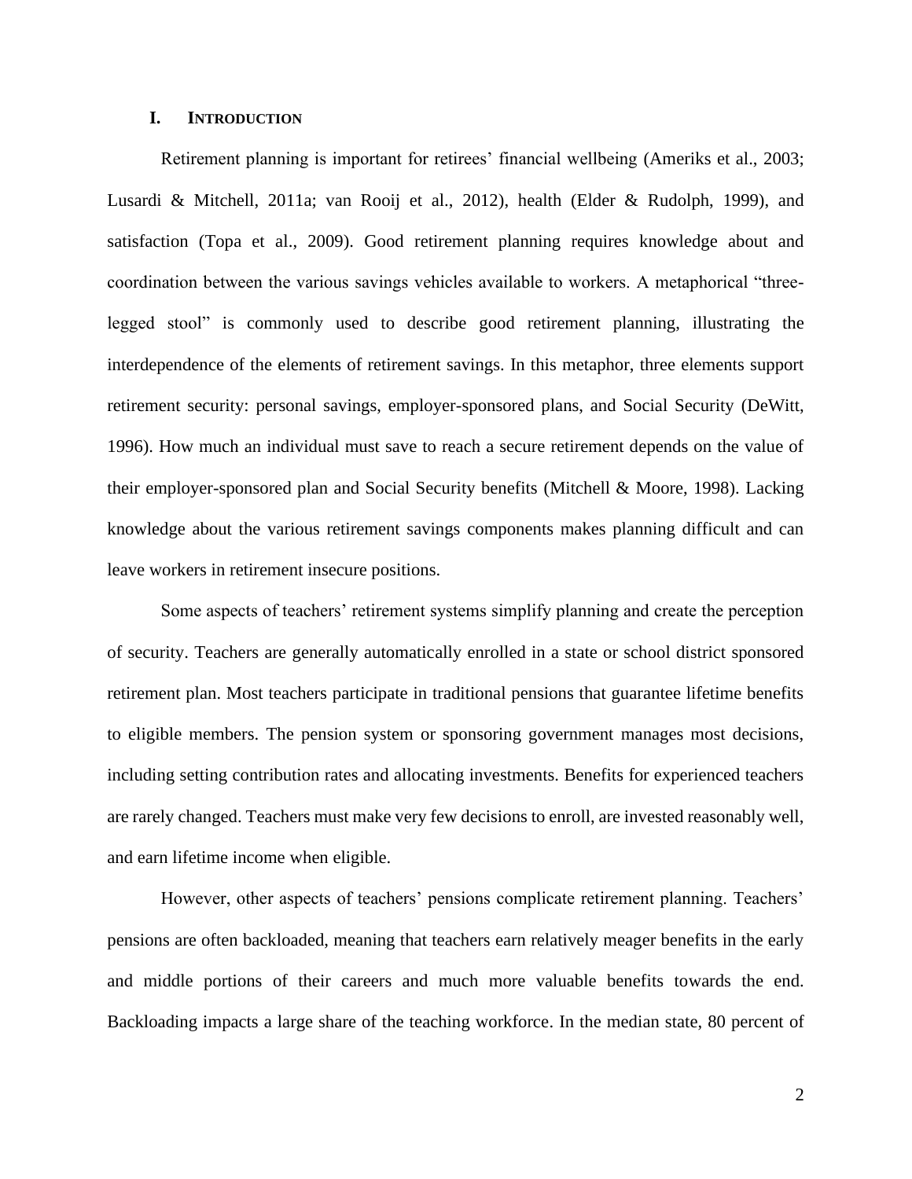## I. INTRODUCTION

Retirement planning is important for retirees' financial wellbeing (Ameriks et al., 2003; Lusardi & Mitchell, 2011a; van Rooij et al., 2012), health (Elder & Rudolph, 1999), and satisfaction (Topa et al., 2009). Good retirement planning requires knowledge about and coordination between the various savings vehicles available to workers. A metaphorical "three-legged stool" is commonly used to describe good retirement planning, illustrating the interdependence of the elements of retirement savings. In this metaphor, three elements support retirement security: personal savings, employer-sponsored plans, and Social Security (DeWitt, 1996). How much an individual must save to reach a secure retirement depends on the value of their employer-sponsored plan and Social Security benefits (Mitchell & Moore, 1998). Lacking knowledge about the various retirement savings components makes planning difficult and can leave workers in retirement insecure positions.

Some aspects of teachers' retirement systems simplify planning and create the perception of security. Teachers are generally automatically enrolled in a state or school district sponsored retirement plan. Most teachers participate in traditional pensions that guarantee lifetime benefits to eligible members. The pension system or sponsoring government manages most decisions, including setting contribution rates and allocating investments. Benefits for experienced teachers are rarely changed. Teachers must make very few decisions to enroll, are invested reasonably well, and earn lifetime income when eligible.

However, other aspects of teachers' pensions complicate retirement planning. Teachers' pensions are often backloaded, meaning that teachers earn relatively meager benefits in the early and middle portions of their careers and much more valuable benefits towards the end. Backloading impacts a large share of the teaching workforce. In the median state, 80 percent of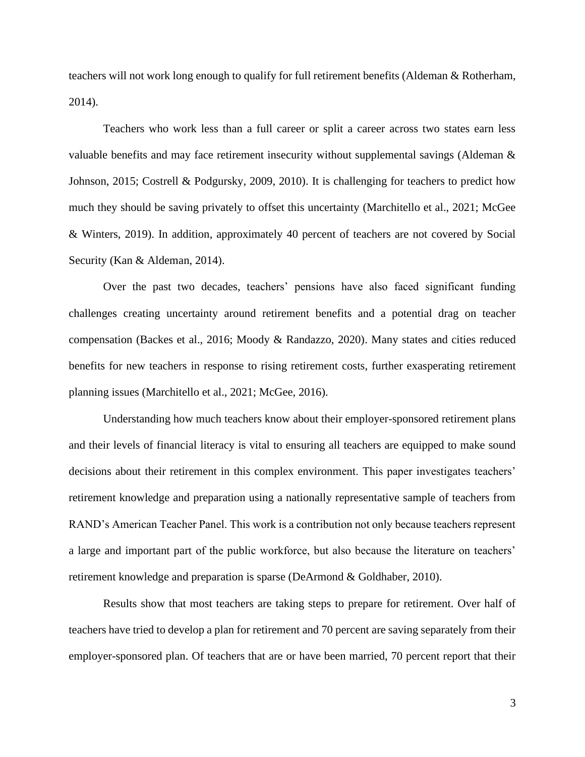teachers will not work long enough to qualify for full retirement benefits (Aldeman & Rotherham, 2014).

Teachers who work less than a full career or split a career across two states earn less valuable benefits and may face retirement insecurity without supplemental savings (Aldeman & Johnson, 2015; Costrell & Podgursky, 2009, 2010). It is challenging for teachers to predict how much they should be saving privately to offset this uncertainty (Marchitello et al., 2021; McGee & Winters, 2019). In addition, approximately 40 percent of teachers are not covered by Social Security (Kan & Aldeman, 2014).

Over the past two decades, teachers' pensions have also faced significant funding challenges creating uncertainty around retirement benefits and a potential drag on teacher compensation (Backes et al., 2016; Moody & Randazzo, 2020). Many states and cities reduced benefits for new teachers in response to rising retirement costs, further exasperating retirement planning issues (Marchitello et al., 2021; McGee, 2016).

Understanding how much teachers know about their employer-sponsored retirement plans and their levels of financial literacy is vital to ensuring all teachers are equipped to make sound decisions about their retirement in this complex environment. This paper investigates teachers' retirement knowledge and preparation using a nationally representative sample of teachers from RAND's American Teacher Panel. This work is a contribution not only because teachers represent a large and important part of the public workforce, but also because the literature on teachers' retirement knowledge and preparation is sparse (DeArmond & Goldhaber, 2010).

Results show that most teachers are taking steps to prepare for retirement. Over half of teachers have tried to develop a plan for retirement and 70 percent are saving separately from their employer-sponsored plan. Of teachers that are or have been married, 70 percent report that their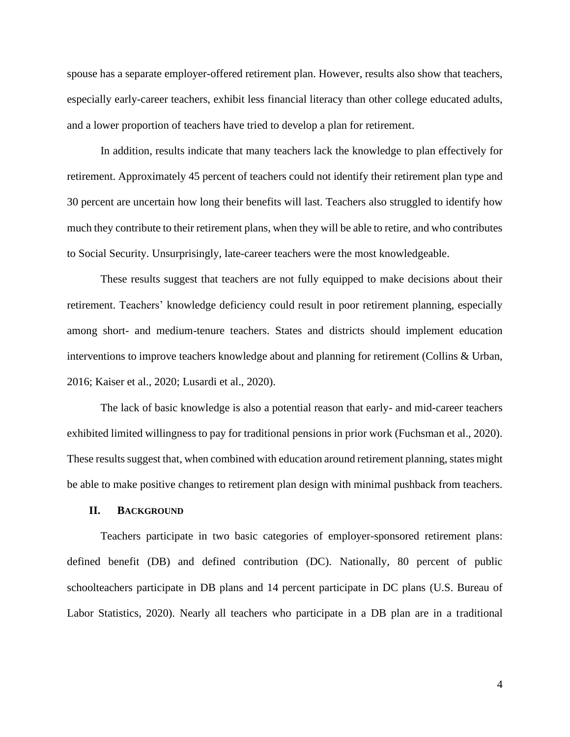spouse has a separate employer-offered retirement plan. However, results also show that teachers, especially early-career teachers, exhibit less financial literacy than other college educated adults, and a lower proportion of teachers have tried to develop a plan for retirement.

In addition, results indicate that many teachers lack the knowledge to plan effectively for retirement. Approximately 45 percent of teachers could not identify their retirement plan type and 30 percent are uncertain how long their benefits will last. Teachers also struggled to identify how much they contribute to their retirement plans, when they will be able to retire, and who contributes to Social Security. Unsurprisingly, late-career teachers were the most knowledgeable.

These results suggest that teachers are not fully equipped to make decisions about their retirement. Teachers' knowledge deficiency could result in poor retirement planning, especially among short- and medium-tenure teachers. States and districts should implement education interventions to improve teachers knowledge about and planning for retirement (Collins & Urban, 2016; Kaiser et al., 2020; Lusardi et al., 2020).

The lack of basic knowledge is also a potential reason that early- and mid-career teachers exhibited limited willingness to pay for traditional pensions in prior work (Fuchsman et al., 2020). These results suggest that, when combined with education around retirement planning, states might be able to make positive changes to retirement plan design with minimal pushback from teachers.

## II. Background

Teachers participate in two basic categories of employer-sponsored retirement plans: defined benefit (DB) and defined contribution (DC). Nationally, 80 percent of public schoolteachers participate in DB plans and 14 percent participate in DC plans (U.S. Bureau of Labor Statistics, 2020). Nearly all teachers who participate in a DB plan are in a traditional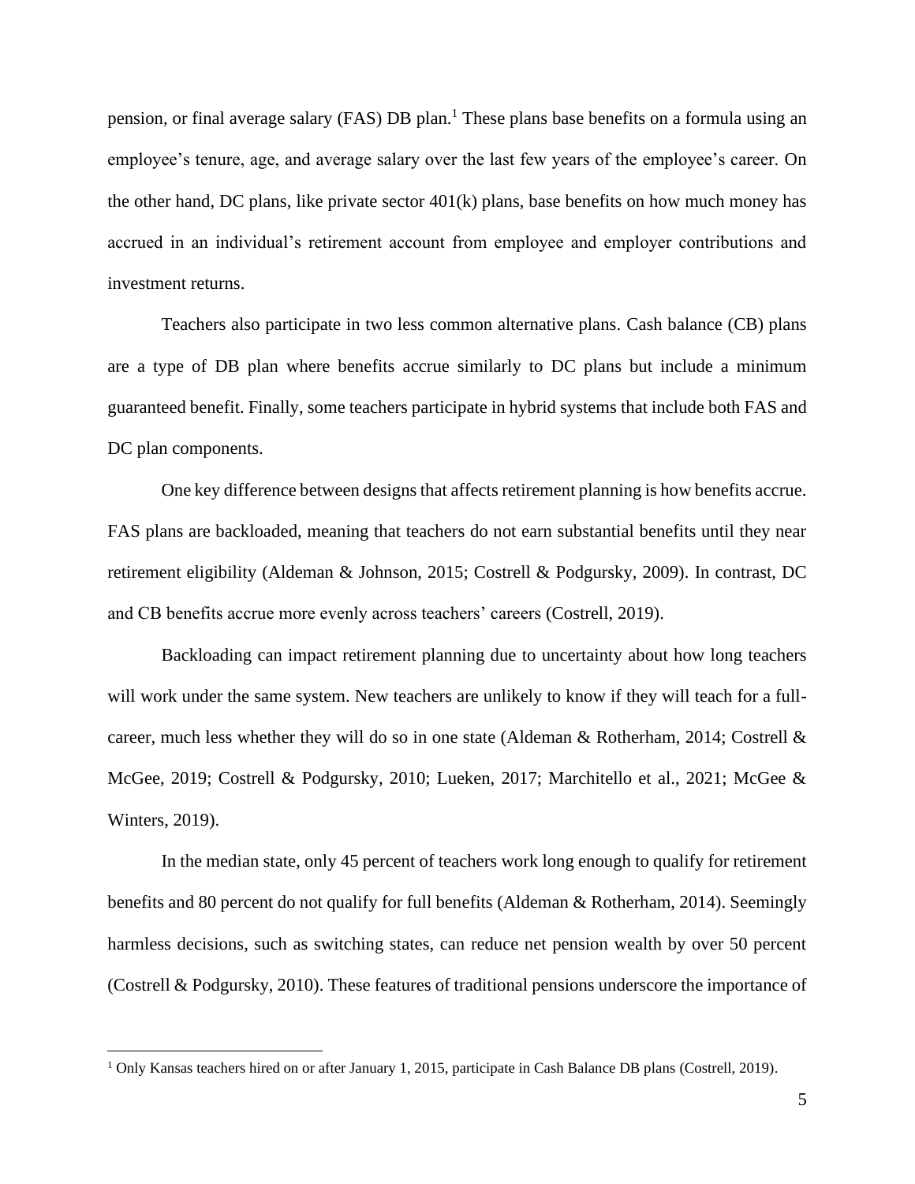pension, or final average salary (FAS) DB plan.[1] These plans base benefits on a formula using an employee's tenure, age, and average salary over the last few years of the employee's career. On the other hand, DC plans, like private sector 401(k) plans, base benefits on how much money has accrued in an individual's retirement account from employee and employer contributions and investment returns.

Teachers also participate in two less common alternative plans. Cash balance (CB) plans are a type of DB plan where benefits accrue similarly to DC plans but include a minimum guaranteed benefit. Finally, some teachers participate in hybrid systems that include both FAS and DC plan components.

One key difference between designs that affects retirement planning is how benefits accrue. FAS plans are backloaded, meaning that teachers do not earn substantial benefits until they near retirement eligibility (Aldeman & Johnson, 2015; Costrell & Podgursky, 2009). In contrast, DC and CB benefits accrue more evenly across teachers' careers (Costrell, 2019).

Backloading can impact retirement planning due to uncertainty about how long teachers will work under the same system. New teachers are unlikely to know if they will teach for a full-career, much less whether they will do so in one state (Aldeman & Rotherham, 2014; Costrell & McGee, 2019; Costrell & Podgursky, 2010; Lueken, 2017; Marchitello et al., 2021; McGee & Winters, 2019).

In the median state, only 45 percent of teachers work long enough to qualify for retirement benefits and 80 percent do not qualify for full benefits (Aldeman & Rotherham, 2014). Seemingly harmless decisions, such as switching states, can reduce net pension wealth by over 50 percent (Costrell & Podgursky, 2010). These features of traditional pensions underscore the importance of

[1] Only Kansas teachers hired on or after January 1, 2015, participate in Cash Balance DB plans (Costrell, 2019).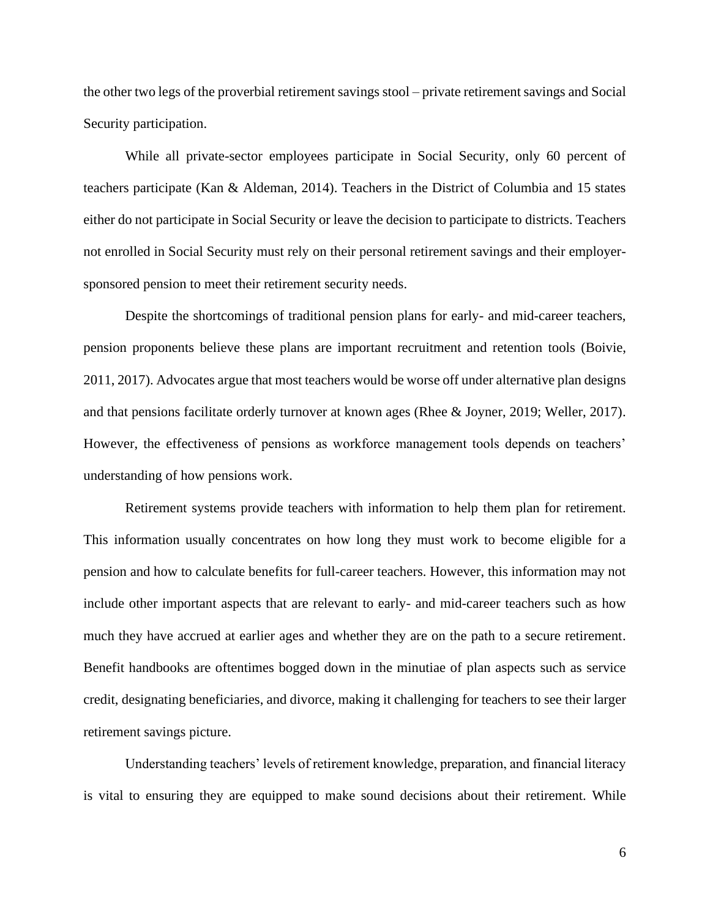the other two legs of the proverbial retirement savings stool – private retirement savings and Social Security participation.

While all private-sector employees participate in Social Security, only 60 percent of teachers participate (Kan & Aldeman, 2014). Teachers in the District of Columbia and 15 states either do not participate in Social Security or leave the decision to participate to districts. Teachers not enrolled in Social Security must rely on their personal retirement savings and their employer-sponsored pension to meet their retirement security needs.

Despite the shortcomings of traditional pension plans for early- and mid-career teachers, pension proponents believe these plans are important recruitment and retention tools (Boivie, 2011, 2017). Advocates argue that most teachers would be worse off under alternative plan designs and that pensions facilitate orderly turnover at known ages (Rhee & Joyner, 2019; Weller, 2017). However, the effectiveness of pensions as workforce management tools depends on teachers' understanding of how pensions work.

Retirement systems provide teachers with information to help them plan for retirement. This information usually concentrates on how long they must work to become eligible for a pension and how to calculate benefits for full-career teachers. However, this information may not include other important aspects that are relevant to early- and mid-career teachers such as how much they have accrued at earlier ages and whether they are on the path to a secure retirement. Benefit handbooks are oftentimes bogged down in the minutiae of plan aspects such as service credit, designating beneficiaries, and divorce, making it challenging for teachers to see their larger retirement savings picture.

Understanding teachers' levels of retirement knowledge, preparation, and financial literacy is vital to ensuring they are equipped to make sound decisions about their retirement. While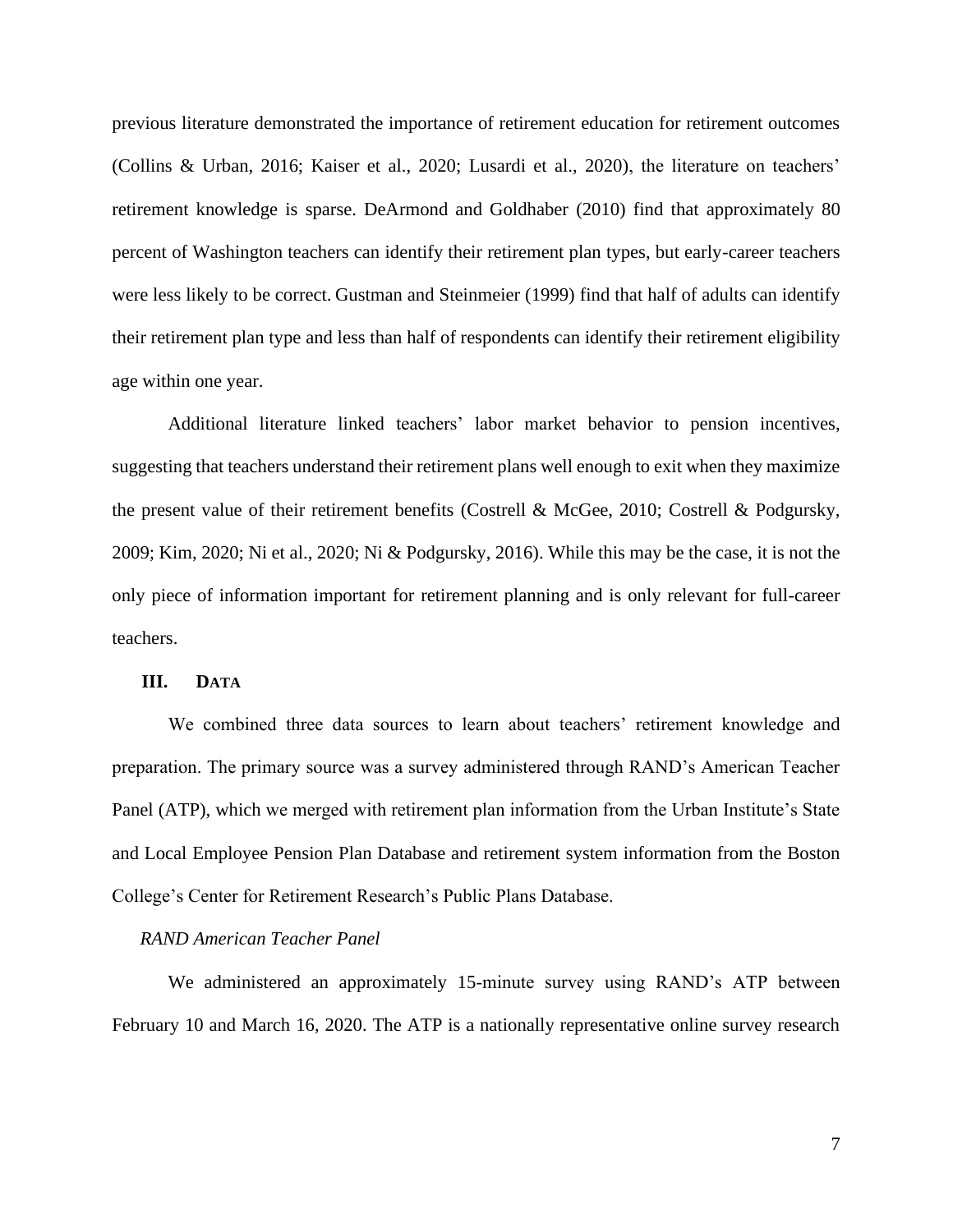previous literature demonstrated the importance of retirement education for retirement outcomes (Collins & Urban, 2016; Kaiser et al., 2020; Lusardi et al., 2020), the literature on teachers' retirement knowledge is sparse. DeArmond and Goldhaber (2010) find that approximately 80 percent of Washington teachers can identify their retirement plan types, but early-career teachers were less likely to be correct. Gustman and Steinmeier (1999) find that half of adults can identify their retirement plan type and less than half of respondents can identify their retirement eligibility age within one year.

Additional literature linked teachers' labor market behavior to pension incentives, suggesting that teachers understand their retirement plans well enough to exit when they maximize the present value of their retirement benefits (Costrell & McGee, 2010; Costrell & Podgursky, 2009; Kim, 2020; Ni et al., 2020; Ni & Podgursky, 2016). While this may be the case, it is not the only piece of information important for retirement planning and is only relevant for full-career teachers.

## III. DATA

We combined three data sources to learn about teachers' retirement knowledge and preparation. The primary source was a survey administered through RAND's American Teacher Panel (ATP), which we merged with retirement plan information from the Urban Institute's State and Local Employee Pension Plan Database and retirement system information from the Boston College's Center for Retirement Research's Public Plans Database.

### *RAND American Teacher Panel*

We administered an approximately 15-minute survey using RAND's ATP between February 10 and March 16, 2020. The ATP is a nationally representative online survey research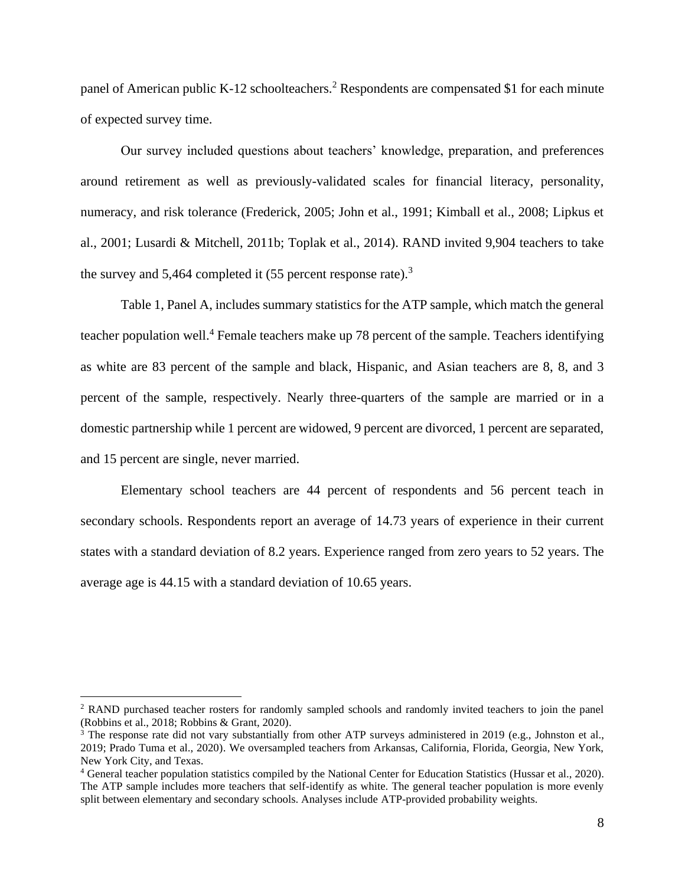panel of American public K-12 schoolteachers.[2] Respondents are compensated $1 for each minute of expected survey time.

Our survey included questions about teachers' knowledge, preparation, and preferences around retirement as well as previously-validated scales for financial literacy, personality, numeracy, and risk tolerance (Frederick, 2005; John et al., 1991; Kimball et al., 2008; Lipkus et al., 2001; Lusardi & Mitchell, 2011b; Toplak et al., 2014). RAND invited 9,904 teachers to take the survey and 5,464 completed it (55 percent response rate).[3]

Table 1, Panel A, includes summary statistics for the ATP sample, which match the general teacher population well.[4] Female teachers make up 78 percent of the sample. Teachers identifying as white are 83 percent of the sample and black, Hispanic, and Asian teachers are 8, 8, and 3 percent of the sample, respectively. Nearly three-quarters of the sample are married or in a domestic partnership while 1 percent are widowed, 9 percent are divorced, 1 percent are separated, and 15 percent are single, never married.

Elementary school teachers are 44 percent of respondents and 56 percent teach in secondary schools. Respondents report an average of 14.73 years of experience in their current states with a standard deviation of 8.2 years. Experience ranged from zero years to 52 years. The average age is 44.15 with a standard deviation of 10.65 years.

---

[2] RAND purchased teacher rosters for randomly sampled schools and randomly invited teachers to join the panel (Robbins et al., 2018; Robbins & Grant, 2020).

[3] The response rate did not vary substantially from other ATP surveys administered in 2019 (e.g., Johnston et al., 2019; Prado Tuma et al., 2020). We oversampled teachers from Arkansas, California, Florida, Georgia, New York, New York City, and Texas.

[4] General teacher population statistics compiled by the National Center for Education Statistics (Hussar et al., 2020). The ATP sample includes more teachers that self-identify as white. The general teacher population is more evenly split between elementary and secondary schools. Analyses include ATP-provided probability weights.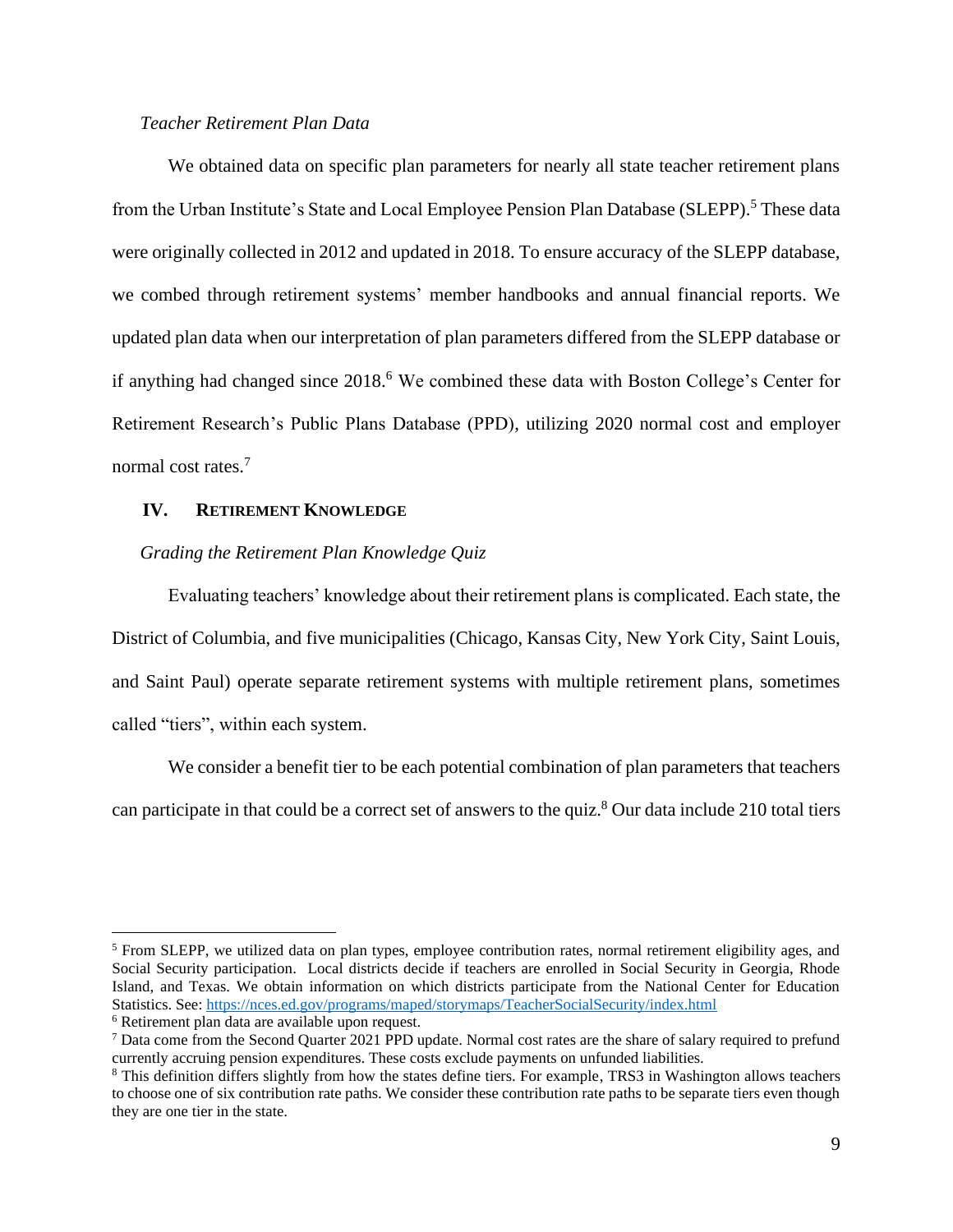*Teacher Retirement Plan Data*

We obtained data on specific plan parameters for nearly all state teacher retirement plans from the Urban Institute's State and Local Employee Pension Plan Database (SLEPP).[5] These data were originally collected in 2012 and updated in 2018. To ensure accuracy of the SLEPP database, we combed through retirement systems' member handbooks and annual financial reports. We updated plan data when our interpretation of plan parameters differed from the SLEPP database or if anything had changed since 2018.[6] We combined these data with Boston College's Center for Retirement Research's Public Plans Database (PPD), utilizing 2020 normal cost and employer normal cost rates.[7]

## IV. Retirement Knowledge

*Grading the Retirement Plan Knowledge Quiz*

Evaluating teachers' knowledge about their retirement plans is complicated. Each state, the District of Columbia, and five municipalities (Chicago, Kansas City, New York City, Saint Louis, and Saint Paul) operate separate retirement systems with multiple retirement plans, sometimes called "tiers", within each system.

We consider a benefit tier to be each potential combination of plan parameters that teachers can participate in that could be a correct set of answers to the quiz.[8] Our data include 210 total tiers

---

[5] From SLEPP, we utilized data on plan types, employee contribution rates, normal retirement eligibility ages, and Social Security participation. Local districts decide if teachers are enrolled in Social Security in Georgia, Rhode Island, and Texas. We obtain information on which districts participate from the National Center for Education Statistics. See: https://nces.ed.gov/programs/maped/storymaps/TeacherSocialSecurity/index.html

[6] Retirement plan data are available upon request.

[7] Data come from the Second Quarter 2021 PPD update. Normal cost rates are the share of salary required to prefund currently accruing pension expenditures. These costs exclude payments on unfunded liabilities.

[8] This definition differs slightly from how the states define tiers. For example, TRS3 in Washington allows teachers to choose one of six contribution rate paths. We consider these contribution rate paths to be separate tiers even though they are one tier in the state.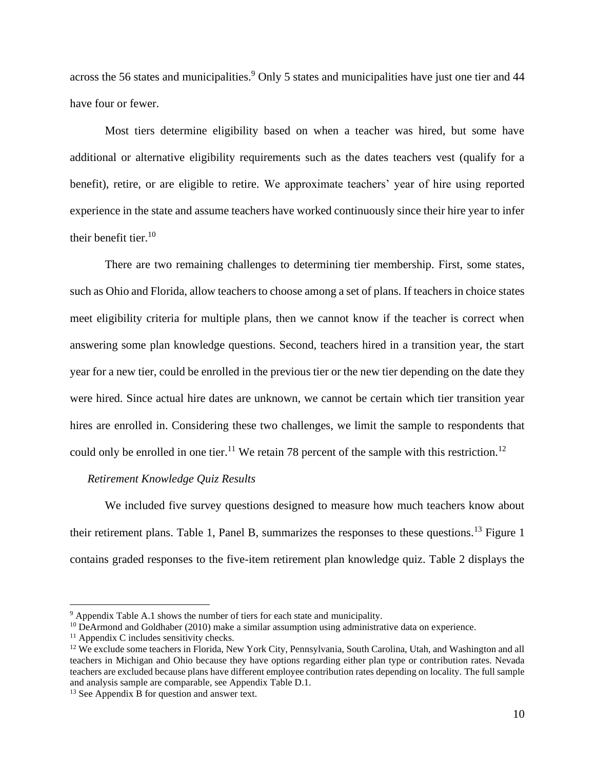across the 56 states and municipalities.[9] Only 5 states and municipalities have just one tier and 44 have four or fewer.

Most tiers determine eligibility based on when a teacher was hired, but some have additional or alternative eligibility requirements such as the dates teachers vest (qualify for a benefit), retire, or are eligible to retire. We approximate teachers' year of hire using reported experience in the state and assume teachers have worked continuously since their hire year to infer their benefit tier.[10]

There are two remaining challenges to determining tier membership. First, some states, such as Ohio and Florida, allow teachers to choose among a set of plans. If teachers in choice states meet eligibility criteria for multiple plans, then we cannot know if the teacher is correct when answering some plan knowledge questions. Second, teachers hired in a transition year, the start year for a new tier, could be enrolled in the previous tier or the new tier depending on the date they were hired. Since actual hire dates are unknown, we cannot be certain which tier transition year hires are enrolled in. Considering these two challenges, we limit the sample to respondents that could only be enrolled in one tier.[11] We retain 78 percent of the sample with this restriction.[12]

*Retirement Knowledge Quiz Results*

We included five survey questions designed to measure how much teachers know about their retirement plans. Table 1, Panel B, summarizes the responses to these questions.[13] Figure 1 contains graded responses to the five-item retirement plan knowledge quiz. Table 2 displays the

---

[9] Appendix Table A.1 shows the number of tiers for each state and municipality.

[10] DeArmond and Goldhaber (2010) make a similar assumption using administrative data on experience.

[11] Appendix C includes sensitivity checks.

[12] We exclude some teachers in Florida, New York City, Pennsylvania, South Carolina, Utah, and Washington and all teachers in Michigan and Ohio because they have options regarding either plan type or contribution rates. Nevada teachers are excluded because plans have different employee contribution rates depending on locality. The full sample and analysis sample are comparable, see Appendix Table D.1.

[13] See Appendix B for question and answer text.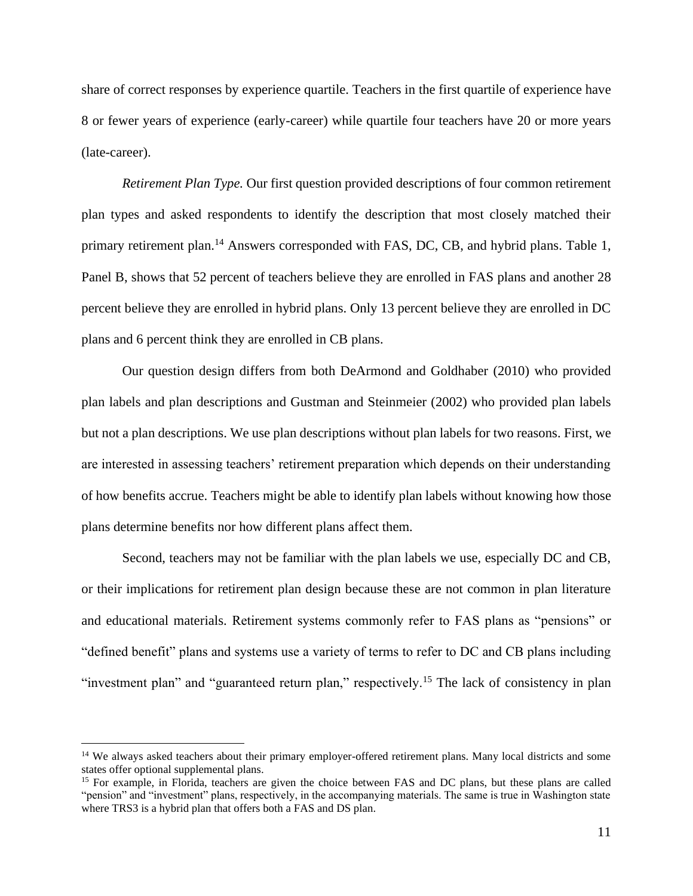share of correct responses by experience quartile. Teachers in the first quartile of experience have 8 or fewer years of experience (early-career) while quartile four teachers have 20 or more years (late-career).

*Retirement Plan Type.* Our first question provided descriptions of four common retirement plan types and asked respondents to identify the description that most closely matched their primary retirement plan.[14] Answers corresponded with FAS, DC, CB, and hybrid plans. Table 1, Panel B, shows that 52 percent of teachers believe they are enrolled in FAS plans and another 28 percent believe they are enrolled in hybrid plans. Only 13 percent believe they are enrolled in DC plans and 6 percent think they are enrolled in CB plans.

Our question design differs from both DeArmond and Goldhaber (2010) who provided plan labels and plan descriptions and Gustman and Steinmeier (2002) who provided plan labels but not a plan descriptions. We use plan descriptions without plan labels for two reasons. First, we are interested in assessing teachers' retirement preparation which depends on their understanding of how benefits accrue. Teachers might be able to identify plan labels without knowing how those plans determine benefits nor how different plans affect them.

Second, teachers may not be familiar with the plan labels we use, especially DC and CB, or their implications for retirement plan design because these are not common in plan literature and educational materials. Retirement systems commonly refer to FAS plans as "pensions" or "defined benefit" plans and systems use a variety of terms to refer to DC and CB plans including "investment plan" and "guaranteed return plan," respectively.[15] The lack of consistency in plan

---

[14] We always asked teachers about their primary employer-offered retirement plans. Many local districts and some states offer optional supplemental plans.

[15] For example, in Florida, teachers are given the choice between FAS and DC plans, but these plans are called "pension" and "investment" plans, respectively, in the accompanying materials. The same is true in Washington state where TRS3 is a hybrid plan that offers both a FAS and DS plan.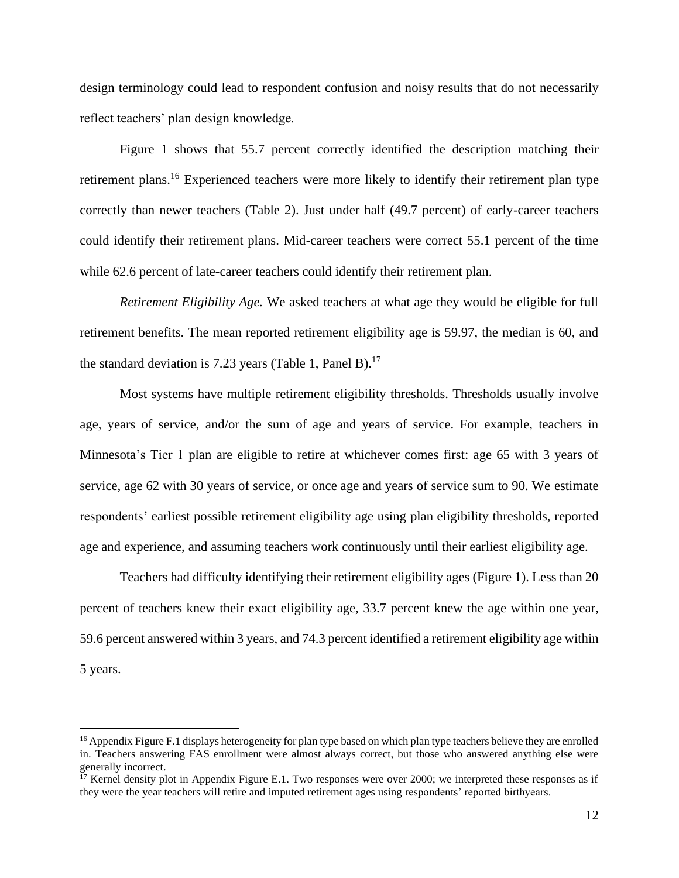design terminology could lead to respondent confusion and noisy results that do not necessarily reflect teachers' plan design knowledge.

Figure 1 shows that 55.7 percent correctly identified the description matching their retirement plans.[16] Experienced teachers were more likely to identify their retirement plan type correctly than newer teachers (Table 2). Just under half (49.7 percent) of early-career teachers could identify their retirement plans. Mid-career teachers were correct 55.1 percent of the time while 62.6 percent of late-career teachers could identify their retirement plan.

*Retirement Eligibility Age.* We asked teachers at what age they would be eligible for full retirement benefits. The mean reported retirement eligibility age is 59.97, the median is 60, and the standard deviation is 7.23 years (Table 1, Panel B).[17]

Most systems have multiple retirement eligibility thresholds. Thresholds usually involve age, years of service, and/or the sum of age and years of service. For example, teachers in Minnesota's Tier 1 plan are eligible to retire at whichever comes first: age 65 with 3 years of service, age 62 with 30 years of service, or once age and years of service sum to 90. We estimate respondents' earliest possible retirement eligibility age using plan eligibility thresholds, reported age and experience, and assuming teachers work continuously until their earliest eligibility age.

Teachers had difficulty identifying their retirement eligibility ages (Figure 1). Less than 20 percent of teachers knew their exact eligibility age, 33.7 percent knew the age within one year, 59.6 percent answered within 3 years, and 74.3 percent identified a retirement eligibility age within 5 years.

---

[16] Appendix Figure F.1 displays heterogeneity for plan type based on which plan type teachers believe they are enrolled in. Teachers answering FAS enrollment were almost always correct, but those who answered anything else were generally incorrect.

[17] Kernel density plot in Appendix Figure E.1. Two responses were over 2000; we interpreted these responses as if they were the year teachers will retire and imputed retirement ages using respondents' reported birthyears.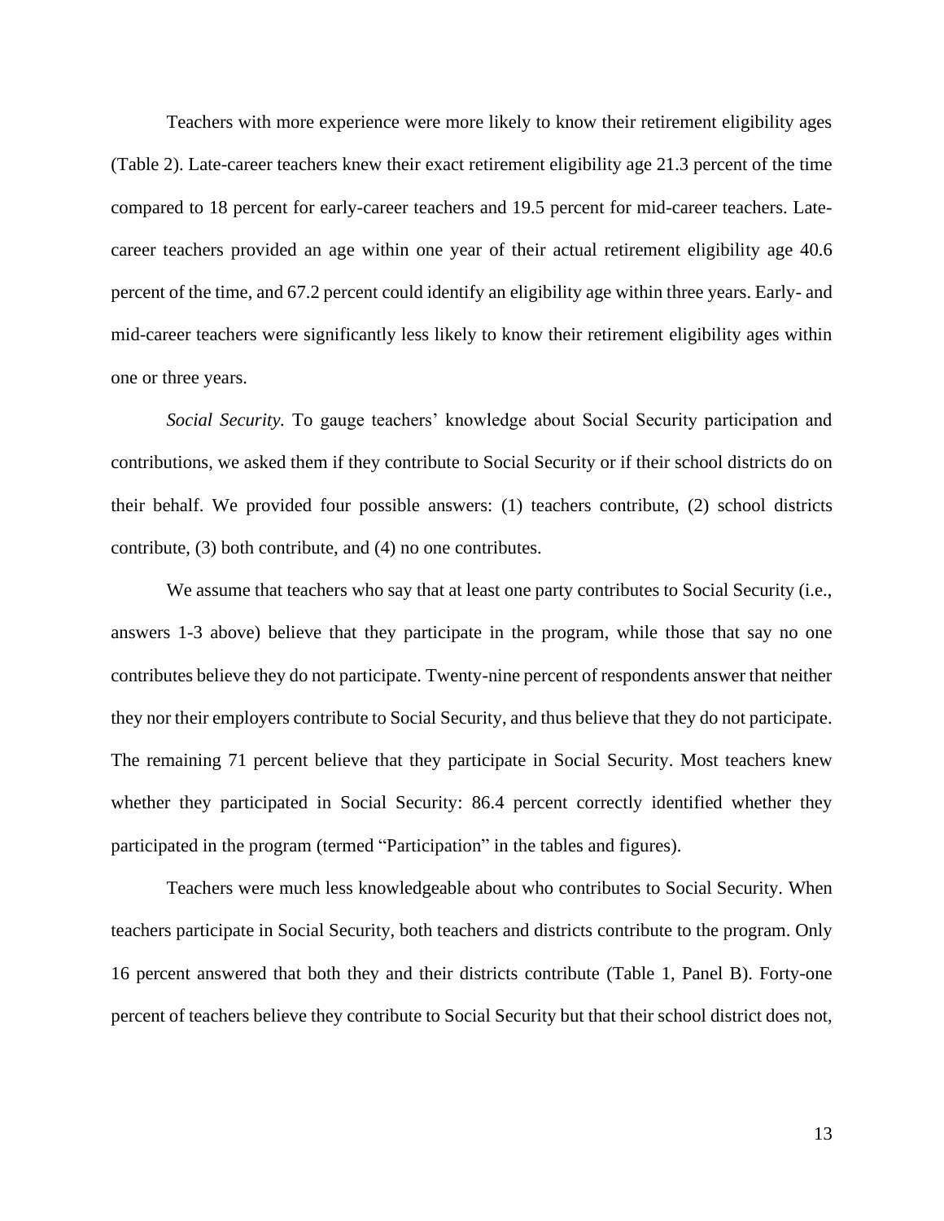Teachers with more experience were more likely to know their retirement eligibility ages (Table 2). Late-career teachers knew their exact retirement eligibility age 21.3 percent of the time compared to 18 percent for early-career teachers and 19.5 percent for mid-career teachers. Late-career teachers provided an age within one year of their actual retirement eligibility age 40.6 percent of the time, and 67.2 percent could identify an eligibility age within three years. Early- and mid-career teachers were significantly less likely to know their retirement eligibility ages within one or three years.

*Social Security.* To gauge teachers' knowledge about Social Security participation and contributions, we asked them if they contribute to Social Security or if their school districts do on their behalf. We provided four possible answers: (1) teachers contribute, (2) school districts contribute, (3) both contribute, and (4) no one contributes.

We assume that teachers who say that at least one party contributes to Social Security (i.e., answers 1-3 above) believe that they participate in the program, while those that say no one contributes believe they do not participate. Twenty-nine percent of respondents answer that neither they nor their employers contribute to Social Security, and thus believe that they do not participate. The remaining 71 percent believe that they participate in Social Security. Most teachers knew whether they participated in Social Security: 86.4 percent correctly identified whether they participated in the program (termed "Participation" in the tables and figures).

Teachers were much less knowledgeable about who contributes to Social Security. When teachers participate in Social Security, both teachers and districts contribute to the program. Only 16 percent answered that both they and their districts contribute (Table 1, Panel B). Forty-one percent of teachers believe they contribute to Social Security but that their school district does not,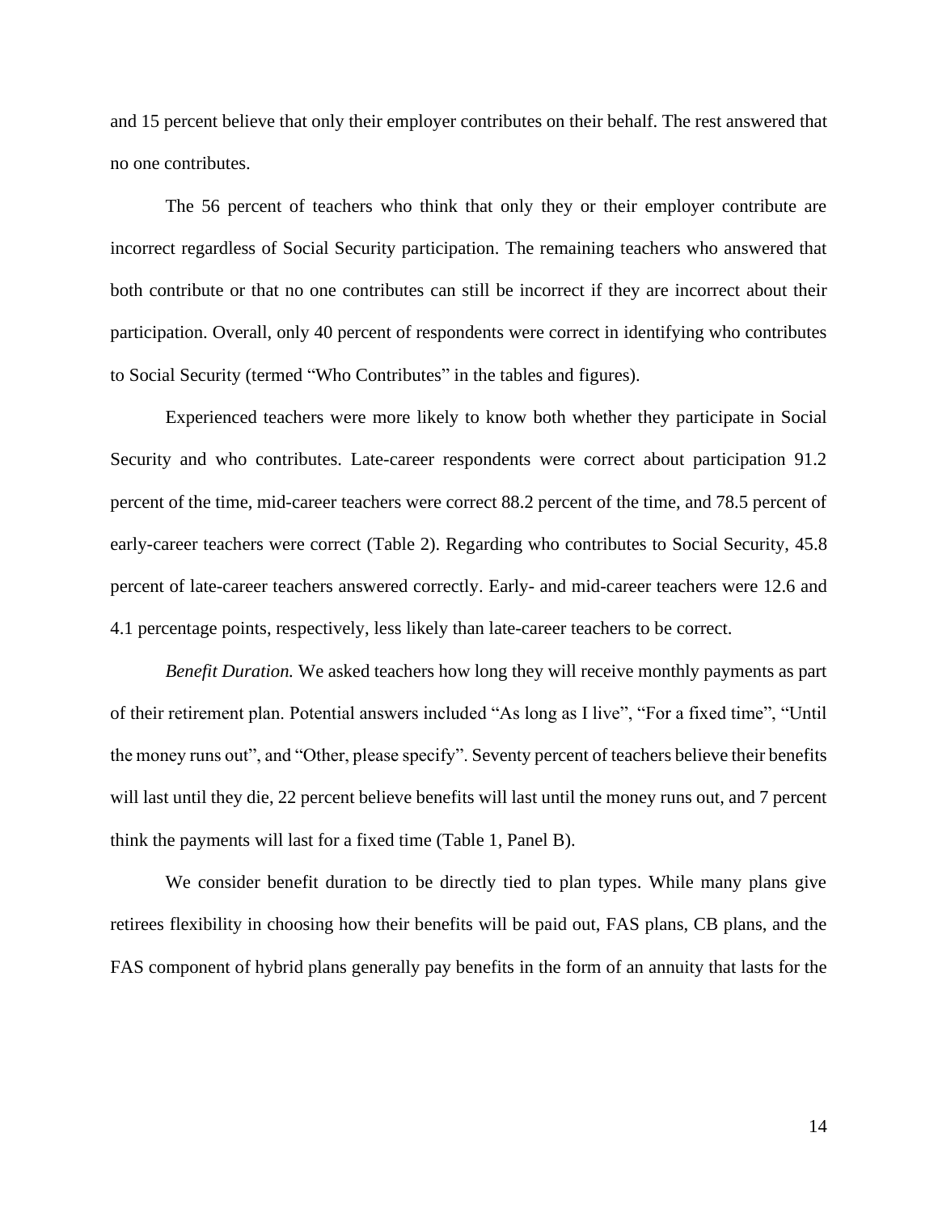and 15 percent believe that only their employer contributes on their behalf. The rest answered that no one contributes.

The 56 percent of teachers who think that only they or their employer contribute are incorrect regardless of Social Security participation. The remaining teachers who answered that both contribute or that no one contributes can still be incorrect if they are incorrect about their participation. Overall, only 40 percent of respondents were correct in identifying who contributes to Social Security (termed "Who Contributes" in the tables and figures).

Experienced teachers were more likely to know both whether they participate in Social Security and who contributes. Late-career respondents were correct about participation 91.2 percent of the time, mid-career teachers were correct 88.2 percent of the time, and 78.5 percent of early-career teachers were correct (Table 2). Regarding who contributes to Social Security, 45.8 percent of late-career teachers answered correctly. Early- and mid-career teachers were 12.6 and 4.1 percentage points, respectively, less likely than late-career teachers to be correct.

*Benefit Duration.* We asked teachers how long they will receive monthly payments as part of their retirement plan. Potential answers included "As long as I live", "For a fixed time", "Until the money runs out", and "Other, please specify". Seventy percent of teachers believe their benefits will last until they die, 22 percent believe benefits will last until the money runs out, and 7 percent think the payments will last for a fixed time (Table 1, Panel B).

We consider benefit duration to be directly tied to plan types. While many plans give retirees flexibility in choosing how their benefits will be paid out, FAS plans, CB plans, and the FAS component of hybrid plans generally pay benefits in the form of an annuity that lasts for the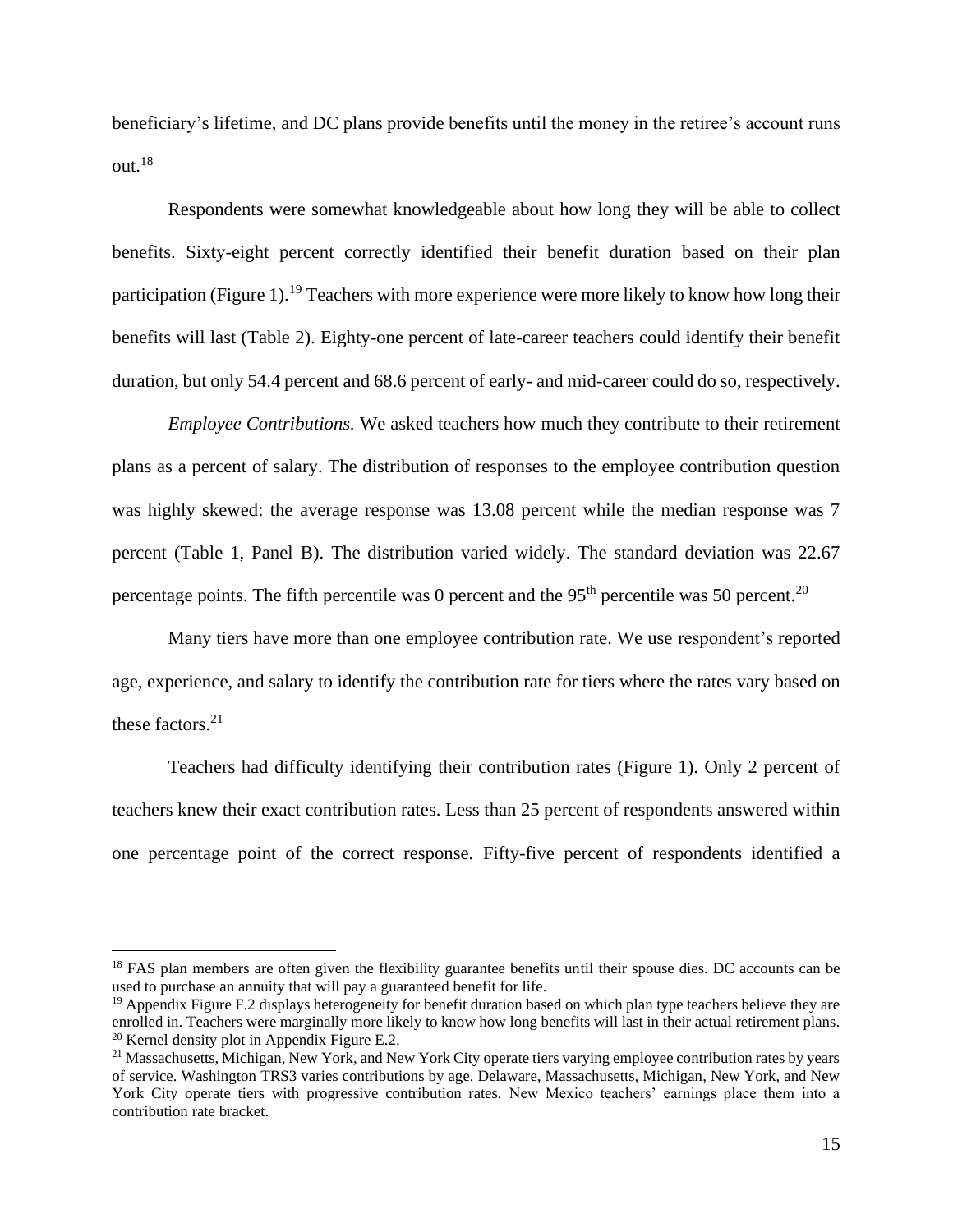beneficiary's lifetime, and DC plans provide benefits until the money in the retiree's account runs out.[18]

Respondents were somewhat knowledgeable about how long they will be able to collect benefits. Sixty-eight percent correctly identified their benefit duration based on their plan participation (Figure 1).[19] Teachers with more experience were more likely to know how long their benefits will last (Table 2). Eighty-one percent of late-career teachers could identify their benefit duration, but only 54.4 percent and 68.6 percent of early- and mid-career could do so, respectively.

*Employee Contributions.* We asked teachers how much they contribute to their retirement plans as a percent of salary. The distribution of responses to the employee contribution question was highly skewed: the average response was 13.08 percent while the median response was 7 percent (Table 1, Panel B). The distribution varied widely. The standard deviation was 22.67 percentage points. The fifth percentile was 0 percent and the 95th percentile was 50 percent.[20]

Many tiers have more than one employee contribution rate. We use respondent's reported age, experience, and salary to identify the contribution rate for tiers where the rates vary based on these factors.[21]

Teachers had difficulty identifying their contribution rates (Figure 1). Only 2 percent of teachers knew their exact contribution rates. Less than 25 percent of respondents answered within one percentage point of the correct response. Fifty-five percent of respondents identified a

[18] FAS plan members are often given the flexibility guarantee benefits until their spouse dies. DC accounts can be used to purchase an annuity that will pay a guaranteed benefit for life.
[19] Appendix Figure F.2 displays heterogeneity for benefit duration based on which plan type teachers believe they are enrolled in. Teachers were marginally more likely to know how long benefits will last in their actual retirement plans.
[20] Kernel density plot in Appendix Figure E.2.
[21] Massachusetts, Michigan, New York, and New York City operate tiers varying employee contribution rates by years of service. Washington TRS3 varies contributions by age. Delaware, Massachusetts, Michigan, New York, and New York City operate tiers with progressive contribution rates. New Mexico teachers' earnings place them into a contribution rate bracket.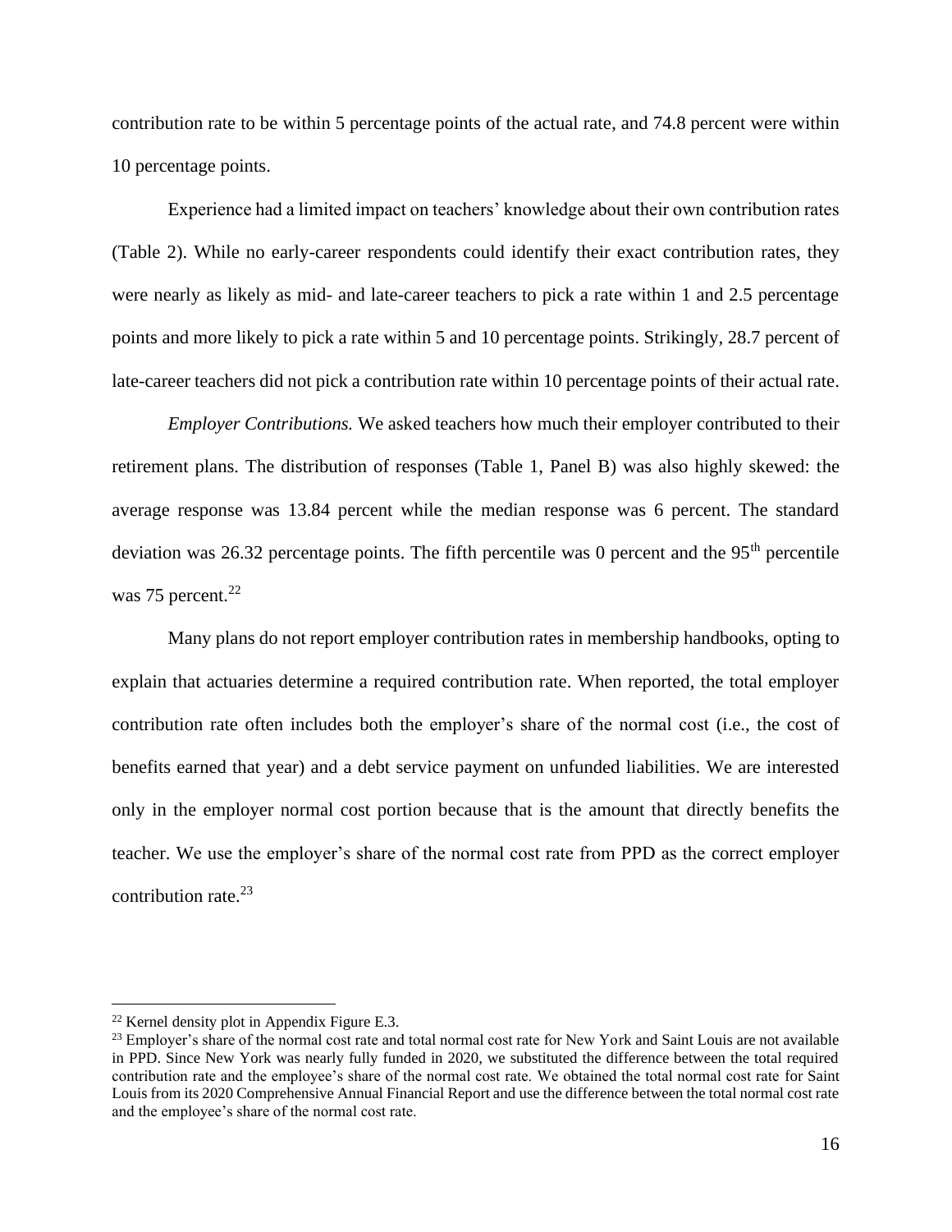contribution rate to be within 5 percentage points of the actual rate, and 74.8 percent were within 10 percentage points.

Experience had a limited impact on teachers' knowledge about their own contribution rates (Table 2). While no early-career respondents could identify their exact contribution rates, they were nearly as likely as mid- and late-career teachers to pick a rate within 1 and 2.5 percentage points and more likely to pick a rate within 5 and 10 percentage points. Strikingly, 28.7 percent of late-career teachers did not pick a contribution rate within 10 percentage points of their actual rate.

*Employer Contributions.* We asked teachers how much their employer contributed to their retirement plans. The distribution of responses (Table 1, Panel B) was also highly skewed: the average response was 13.84 percent while the median response was 6 percent. The standard deviation was 26.32 percentage points. The fifth percentile was 0 percent and the 95th percentile was 75 percent.[22]

Many plans do not report employer contribution rates in membership handbooks, opting to explain that actuaries determine a required contribution rate. When reported, the total employer contribution rate often includes both the employer's share of the normal cost (i.e., the cost of benefits earned that year) and a debt service payment on unfunded liabilities. We are interested only in the employer normal cost portion because that is the amount that directly benefits the teacher. We use the employer's share of the normal cost rate from PPD as the correct employer contribution rate.[23]

---

[22] Kernel density plot in Appendix Figure E.3.

[23] Employer's share of the normal cost rate and total normal cost rate for New York and Saint Louis are not available in PPD. Since New York was nearly fully funded in 2020, we substituted the difference between the total required contribution rate and the employee's share of the normal cost rate. We obtained the total normal cost rate for Saint Louis from its 2020 Comprehensive Annual Financial Report and use the difference between the total normal cost rate and the employee's share of the normal cost rate.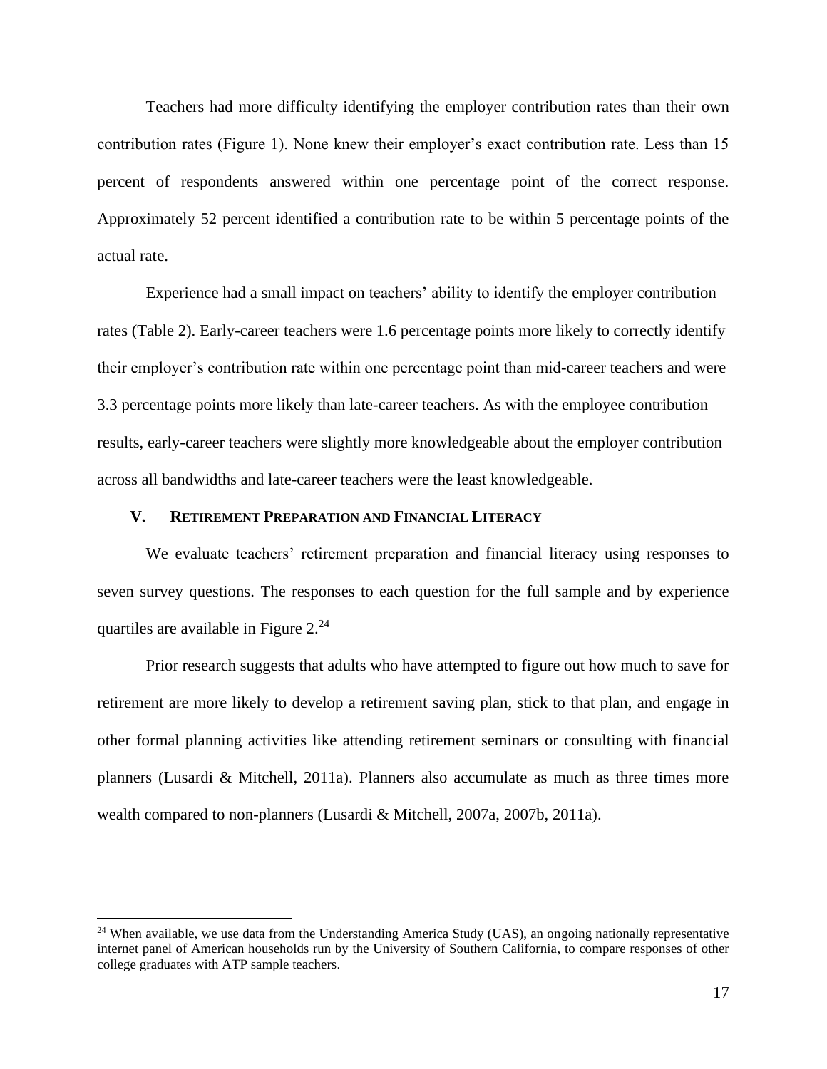Teachers had more difficulty identifying the employer contribution rates than their own contribution rates (Figure 1). None knew their employer's exact contribution rate. Less than 15 percent of respondents answered within one percentage point of the correct response. Approximately 52 percent identified a contribution rate to be within 5 percentage points of the actual rate.

Experience had a small impact on teachers' ability to identify the employer contribution rates (Table 2). Early-career teachers were 1.6 percentage points more likely to correctly identify their employer's contribution rate within one percentage point than mid-career teachers and were 3.3 percentage points more likely than late-career teachers. As with the employee contribution results, early-career teachers were slightly more knowledgeable about the employer contribution across all bandwidths and late-career teachers were the least knowledgeable.

## V. Retirement Preparation and Financial Literacy

We evaluate teachers' retirement preparation and financial literacy using responses to seven survey questions. The responses to each question for the full sample and by experience quartiles are available in Figure 2.[24]

Prior research suggests that adults who have attempted to figure out how much to save for retirement are more likely to develop a retirement saving plan, stick to that plan, and engage in other formal planning activities like attending retirement seminars or consulting with financial planners (Lusardi & Mitchell, 2011a). Planners also accumulate as much as three times more wealth compared to non-planners (Lusardi & Mitchell, 2007a, 2007b, 2011a).

[24] When available, we use data from the Understanding America Study (UAS), an ongoing nationally representative internet panel of American households run by the University of Southern California, to compare responses of other college graduates with ATP sample teachers.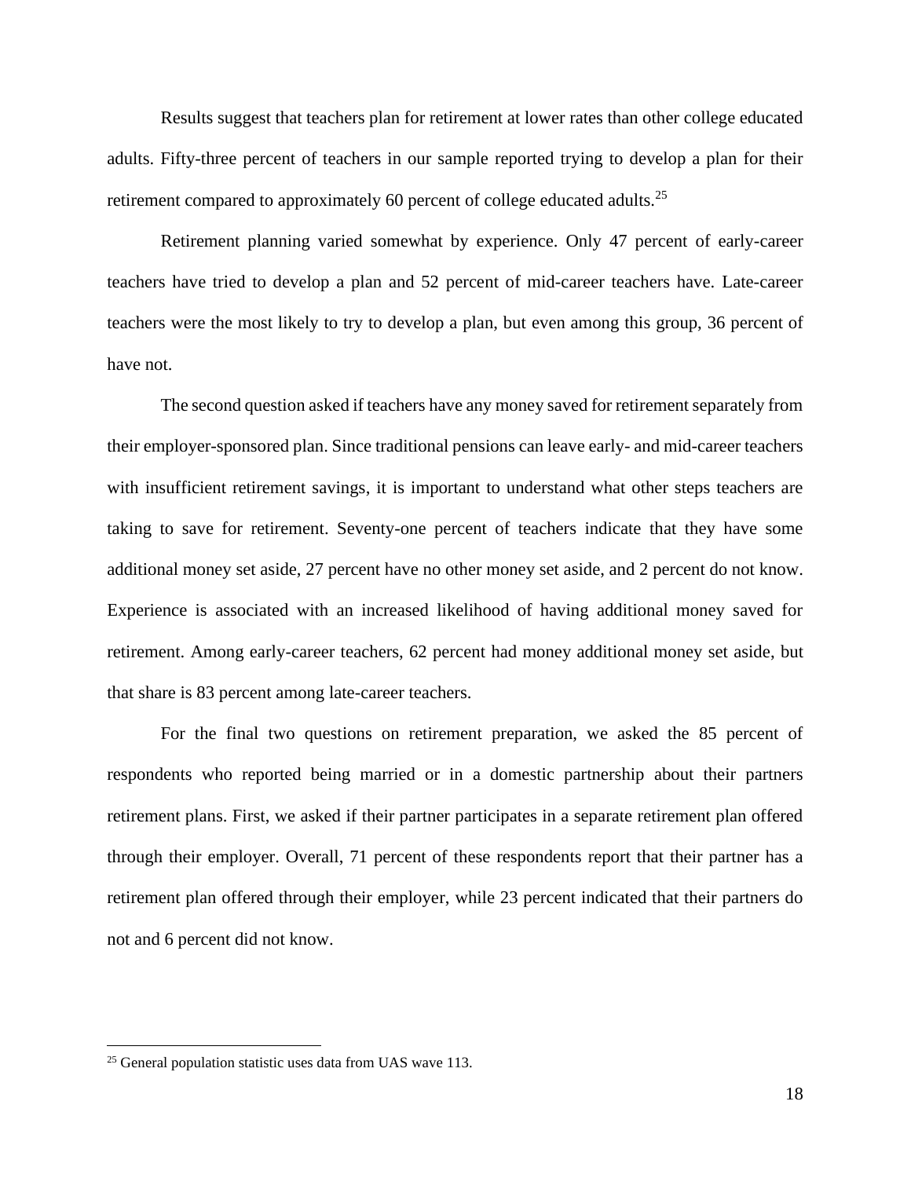Results suggest that teachers plan for retirement at lower rates than other college educated adults. Fifty-three percent of teachers in our sample reported trying to develop a plan for their retirement compared to approximately 60 percent of college educated adults.[25]

Retirement planning varied somewhat by experience. Only 47 percent of early-career teachers have tried to develop a plan and 52 percent of mid-career teachers have. Late-career teachers were the most likely to try to develop a plan, but even among this group, 36 percent of have not.

The second question asked if teachers have any money saved for retirement separately from their employer-sponsored plan. Since traditional pensions can leave early- and mid-career teachers with insufficient retirement savings, it is important to understand what other steps teachers are taking to save for retirement. Seventy-one percent of teachers indicate that they have some additional money set aside, 27 percent have no other money set aside, and 2 percent do not know. Experience is associated with an increased likelihood of having additional money saved for retirement. Among early-career teachers, 62 percent had money additional money set aside, but that share is 83 percent among late-career teachers.

For the final two questions on retirement preparation, we asked the 85 percent of respondents who reported being married or in a domestic partnership about their partners retirement plans. First, we asked if their partner participates in a separate retirement plan offered through their employer. Overall, 71 percent of these respondents report that their partner has a retirement plan offered through their employer, while 23 percent indicated that their partners do not and 6 percent did not know.

[25] General population statistic uses data from UAS wave 113.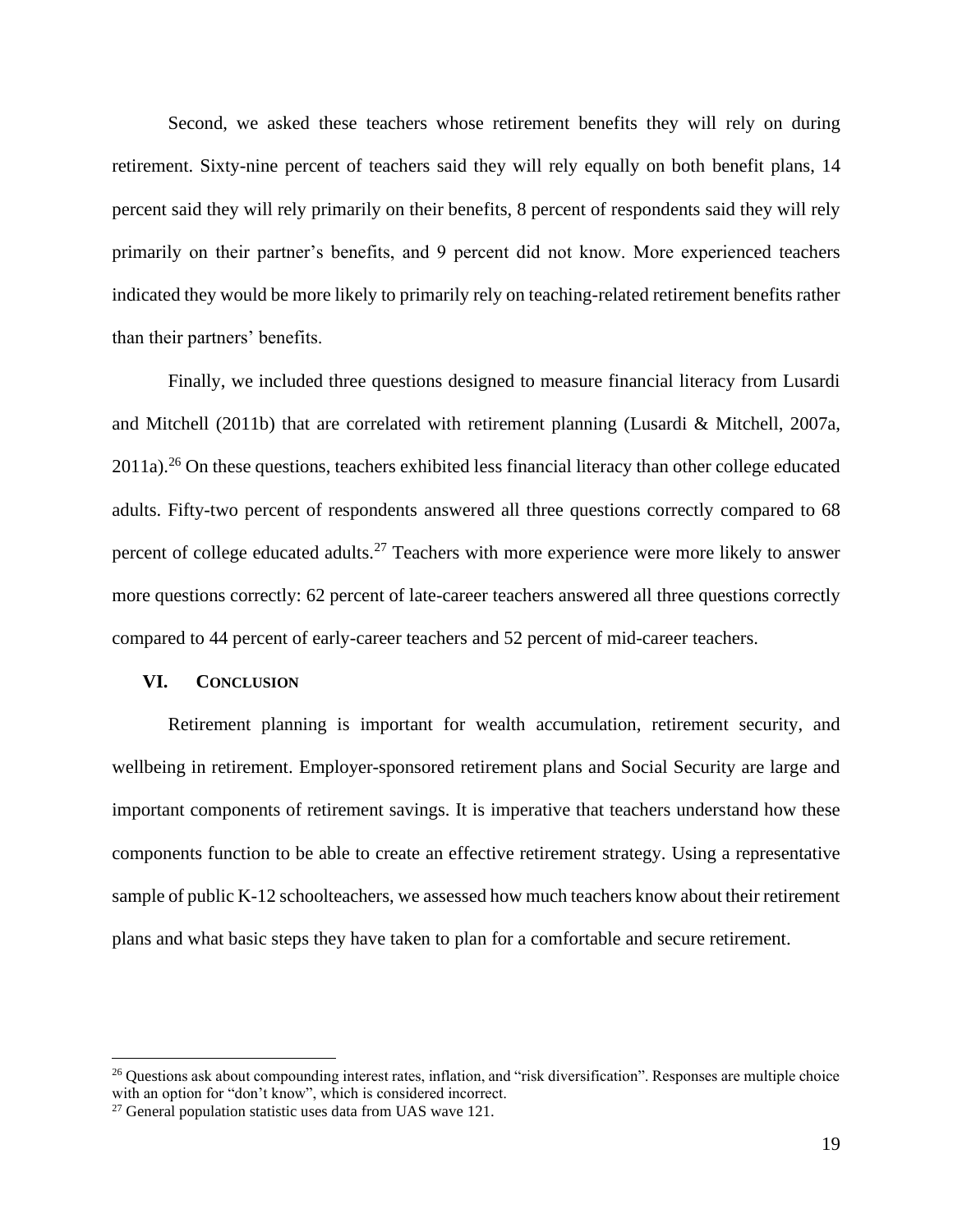Second, we asked these teachers whose retirement benefits they will rely on during retirement. Sixty-nine percent of teachers said they will rely equally on both benefit plans, 14 percent said they will rely primarily on their benefits, 8 percent of respondents said they will rely primarily on their partner's benefits, and 9 percent did not know. More experienced teachers indicated they would be more likely to primarily rely on teaching-related retirement benefits rather than their partners' benefits.

Finally, we included three questions designed to measure financial literacy from Lusardi and Mitchell (2011b) that are correlated with retirement planning (Lusardi & Mitchell, 2007a, 2011a).[26] On these questions, teachers exhibited less financial literacy than other college educated adults. Fifty-two percent of respondents answered all three questions correctly compared to 68 percent of college educated adults.[27] Teachers with more experience were more likely to answer more questions correctly: 62 percent of late-career teachers answered all three questions correctly compared to 44 percent of early-career teachers and 52 percent of mid-career teachers.

## VI. CONCLUSION

Retirement planning is important for wealth accumulation, retirement security, and wellbeing in retirement. Employer-sponsored retirement plans and Social Security are large and important components of retirement savings. It is imperative that teachers understand how these components function to be able to create an effective retirement strategy. Using a representative sample of public K-12 schoolteachers, we assessed how much teachers know about their retirement plans and what basic steps they have taken to plan for a comfortable and secure retirement.

---

[26] Questions ask about compounding interest rates, inflation, and "risk diversification". Responses are multiple choice with an option for "don't know", which is considered incorrect.

[27] General population statistic uses data from UAS wave 121.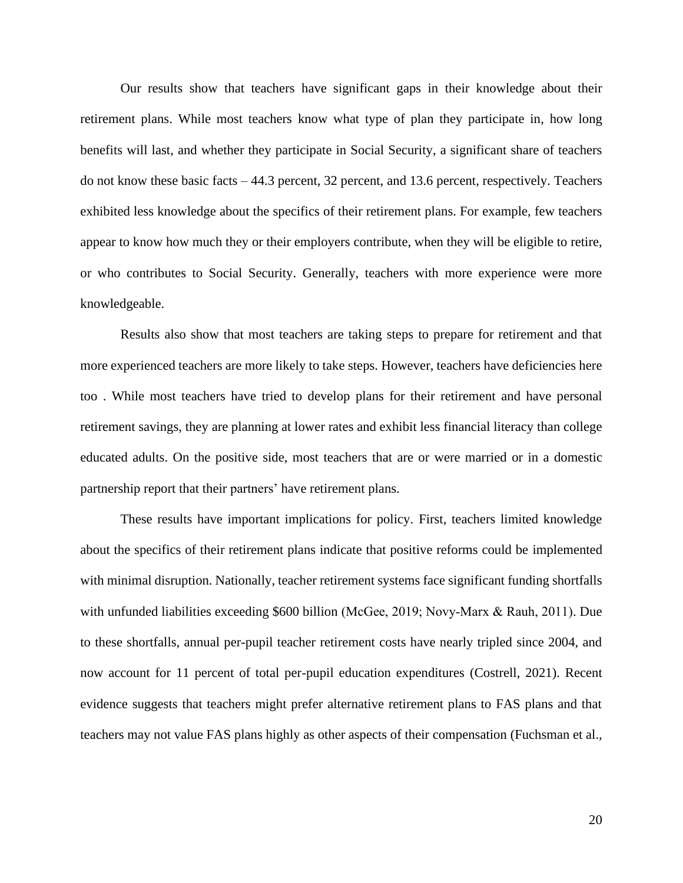Our results show that teachers have significant gaps in their knowledge about their retirement plans. While most teachers know what type of plan they participate in, how long benefits will last, and whether they participate in Social Security, a significant share of teachers do not know these basic facts – 44.3 percent, 32 percent, and 13.6 percent, respectively. Teachers exhibited less knowledge about the specifics of their retirement plans. For example, few teachers appear to know how much they or their employers contribute, when they will be eligible to retire, or who contributes to Social Security. Generally, teachers with more experience were more knowledgeable.

Results also show that most teachers are taking steps to prepare for retirement and that more experienced teachers are more likely to take steps. However, teachers have deficiencies here too . While most teachers have tried to develop plans for their retirement and have personal retirement savings, they are planning at lower rates and exhibit less financial literacy than college educated adults. On the positive side, most teachers that are or were married or in a domestic partnership report that their partners' have retirement plans.

These results have important implications for policy. First, teachers limited knowledge about the specifics of their retirement plans indicate that positive reforms could be implemented with minimal disruption. Nationally, teacher retirement systems face significant funding shortfalls with unfunded liabilities exceeding $600 billion (McGee, 2019; Novy-Marx & Rauh, 2011). Due to these shortfalls, annual per-pupil teacher retirement costs have nearly tripled since 2004, and now account for 11 percent of total per-pupil education expenditures (Costrell, 2021). Recent evidence suggests that teachers might prefer alternative retirement plans to FAS plans and that teachers may not value FAS plans highly as other aspects of their compensation (Fuchsman et al.,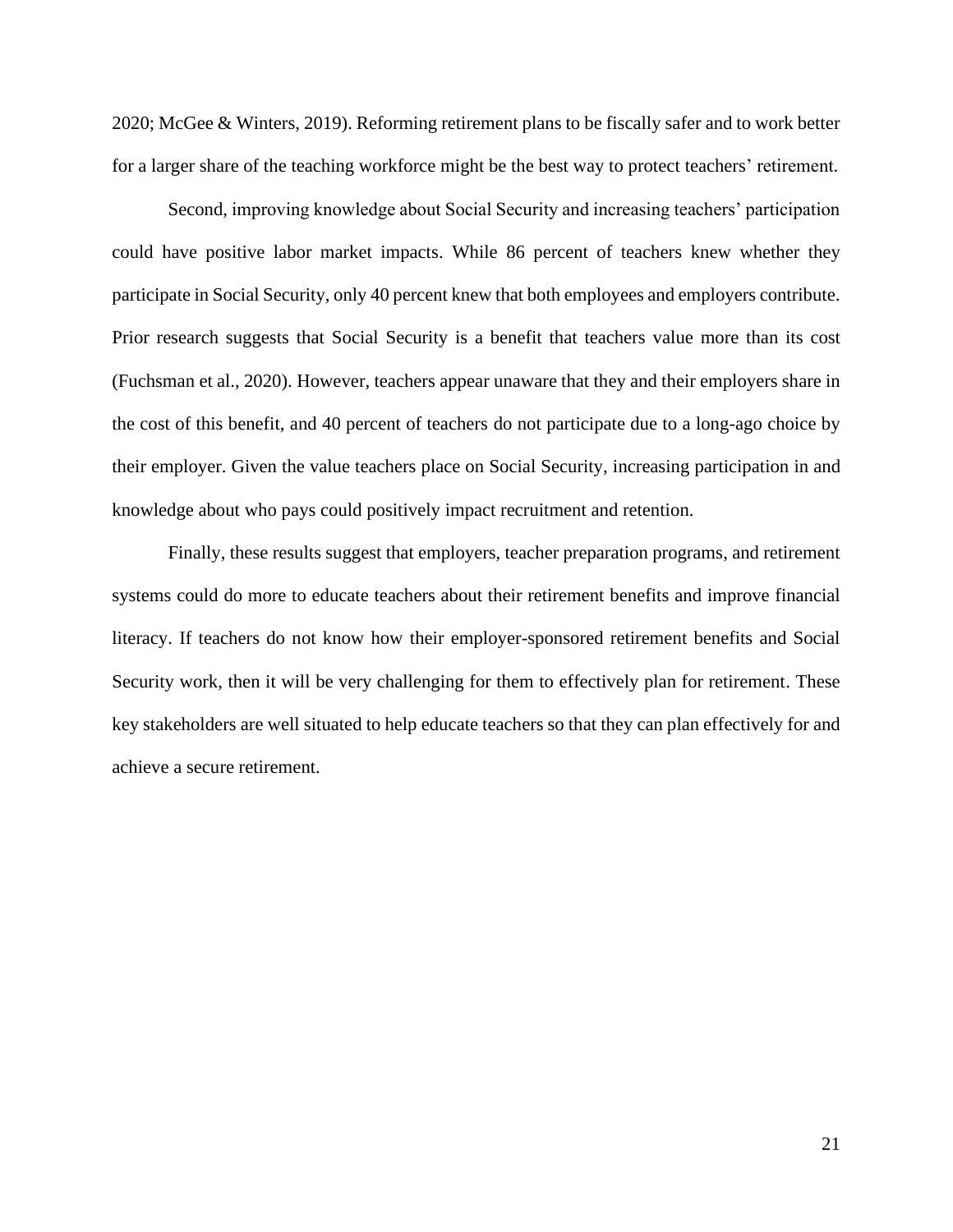2020; McGee & Winters, 2019). Reforming retirement plans to be fiscally safer and to work better for a larger share of the teaching workforce might be the best way to protect teachers' retirement.

Second, improving knowledge about Social Security and increasing teachers' participation could have positive labor market impacts. While 86 percent of teachers knew whether they participate in Social Security, only 40 percent knew that both employees and employers contribute. Prior research suggests that Social Security is a benefit that teachers value more than its cost (Fuchsman et al., 2020). However, teachers appear unaware that they and their employers share in the cost of this benefit, and 40 percent of teachers do not participate due to a long-ago choice by their employer. Given the value teachers place on Social Security, increasing participation in and knowledge about who pays could positively impact recruitment and retention.

Finally, these results suggest that employers, teacher preparation programs, and retirement systems could do more to educate teachers about their retirement benefits and improve financial literacy. If teachers do not know how their employer-sponsored retirement benefits and Social Security work, then it will be very challenging for them to effectively plan for retirement. These key stakeholders are well situated to help educate teachers so that they can plan effectively for and achieve a secure retirement.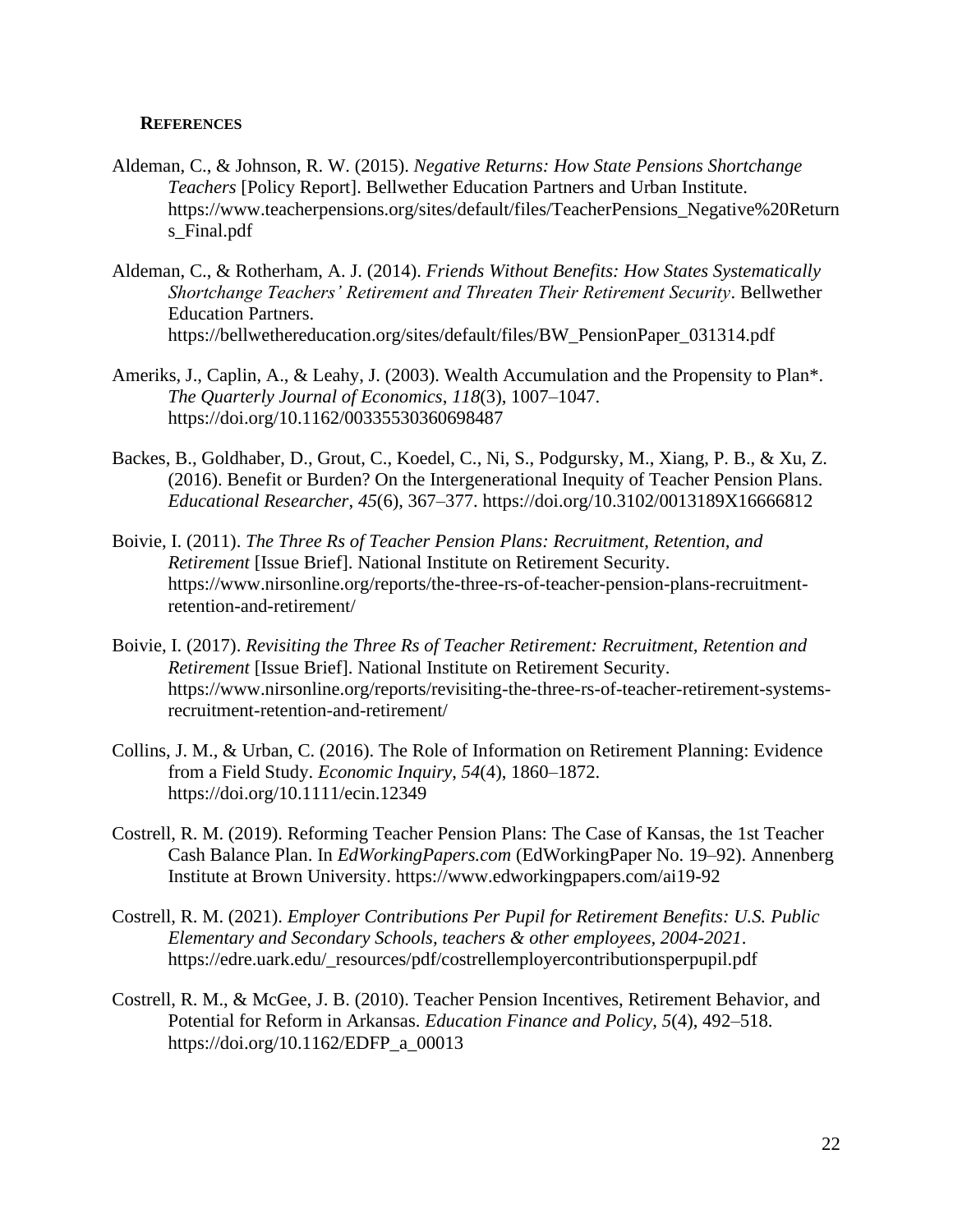**REFERENCES**

Aldeman, C., & Johnson, R. W. (2015). *Negative Returns: How State Pensions Shortchange Teachers* [Policy Report]. Bellwether Education Partners and Urban Institute. https://www.teacherpensions.org/sites/default/files/TeacherPensions_Negative%20Returns_Final.pdf

Aldeman, C., & Rotherham, A. J. (2014). *Friends Without Benefits: How States Systematically Shortchange Teachers' Retirement and Threaten Their Retirement Security*. Bellwether Education Partners. https://bellwethereducation.org/sites/default/files/BW_PensionPaper_031314.pdf

Ameriks, J., Caplin, A., & Leahy, J. (2003). Wealth Accumulation and the Propensity to Plan*. *The Quarterly Journal of Economics*, *118*(3), 1007–1047. https://doi.org/10.1162/00335530360698487

Backes, B., Goldhaber, D., Grout, C., Koedel, C., Ni, S., Podgursky, M., Xiang, P. B., & Xu, Z. (2016). Benefit or Burden? On the Intergenerational Inequity of Teacher Pension Plans. *Educational Researcher*, *45*(6), 367–377. https://doi.org/10.3102/0013189X16666812

Boivie, I. (2011). *The Three Rs of Teacher Pension Plans: Recruitment, Retention, and Retirement* [Issue Brief]. National Institute on Retirement Security. https://www.nirsonline.org/reports/the-three-rs-of-teacher-pension-plans-recruitment-retention-and-retirement/

Boivie, I. (2017). *Revisiting the Three Rs of Teacher Retirement: Recruitment, Retention and Retirement* [Issue Brief]. National Institute on Retirement Security. https://www.nirsonline.org/reports/revisiting-the-three-rs-of-teacher-retirement-systems-recruitment-retention-and-retirement/

Collins, J. M., & Urban, C. (2016). The Role of Information on Retirement Planning: Evidence from a Field Study. *Economic Inquiry*, *54*(4), 1860–1872. https://doi.org/10.1111/ecin.12349

Costrell, R. M. (2019). Reforming Teacher Pension Plans: The Case of Kansas, the 1st Teacher Cash Balance Plan. In *EdWorkingPapers.com* (EdWorkingPaper No. 19–92). Annenberg Institute at Brown University. https://www.edworkingpapers.com/ai19-92

Costrell, R. M. (2021). *Employer Contributions Per Pupil for Retirement Benefits: U.S. Public Elementary and Secondary Schools, teachers & other employees, 2004-2021*. https://edre.uark.edu/_resources/pdf/costrellemployercontributionsperpupil.pdf

Costrell, R. M., & McGee, J. B. (2010). Teacher Pension Incentives, Retirement Behavior, and Potential for Reform in Arkansas. *Education Finance and Policy*, *5*(4), 492–518. https://doi.org/10.1162/EDFP_a_00013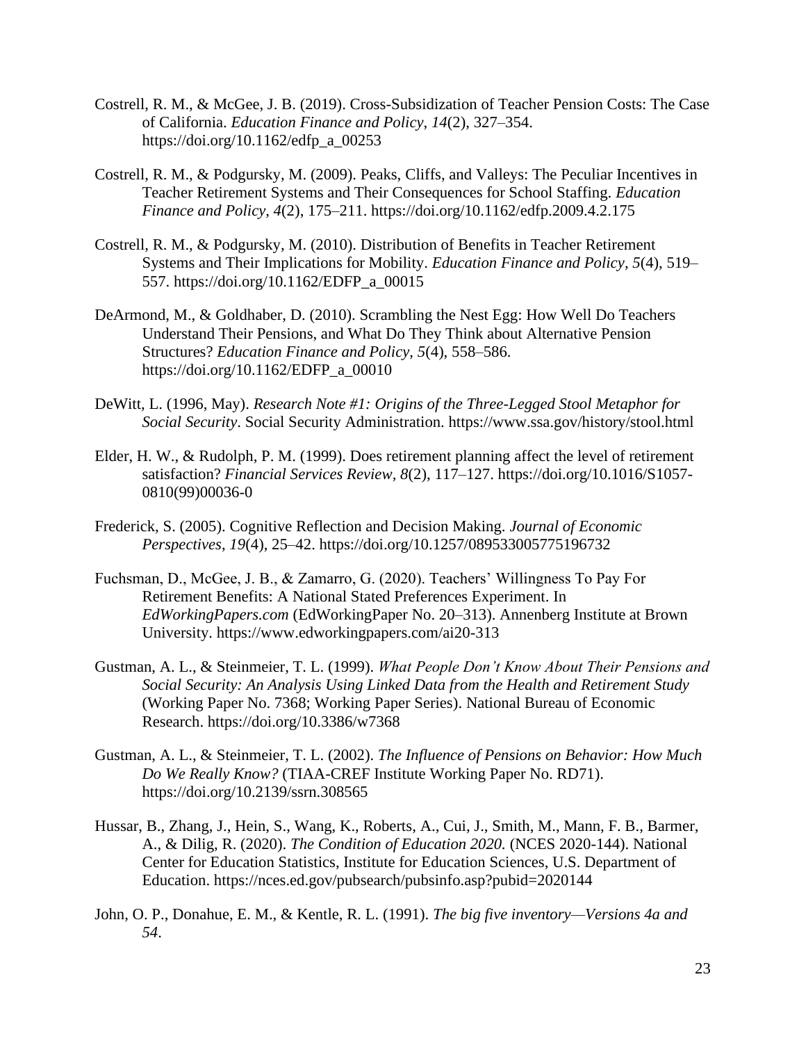Costrell, R. M., & McGee, J. B. (2019). Cross-Subsidization of Teacher Pension Costs: The Case of California. *Education Finance and Policy*, *14*(2), 327–354. https://doi.org/10.1162/edfp_a_00253

Costrell, R. M., & Podgursky, M. (2009). Peaks, Cliffs, and Valleys: The Peculiar Incentives in Teacher Retirement Systems and Their Consequences for School Staffing. *Education Finance and Policy*, *4*(2), 175–211. https://doi.org/10.1162/edfp.2009.4.2.175

Costrell, R. M., & Podgursky, M. (2010). Distribution of Benefits in Teacher Retirement Systems and Their Implications for Mobility. *Education Finance and Policy*, *5*(4), 519–557. https://doi.org/10.1162/EDFP_a_00015

DeArmond, M., & Goldhaber, D. (2010). Scrambling the Nest Egg: How Well Do Teachers Understand Their Pensions, and What Do They Think about Alternative Pension Structures? *Education Finance and Policy*, *5*(4), 558–586. https://doi.org/10.1162/EDFP_a_00010

DeWitt, L. (1996, May). *Research Note #1: Origins of the Three-Legged Stool Metaphor for Social Security*. Social Security Administration. https://www.ssa.gov/history/stool.html

Elder, H. W., & Rudolph, P. M. (1999). Does retirement planning affect the level of retirement satisfaction? *Financial Services Review*, *8*(2), 117–127. https://doi.org/10.1016/S1057-0810(99)00036-0

Frederick, S. (2005). Cognitive Reflection and Decision Making. *Journal of Economic Perspectives*, *19*(4), 25–42. https://doi.org/10.1257/089533005775196732

Fuchsman, D., McGee, J. B., & Zamarro, G. (2020). Teachers' Willingness To Pay For Retirement Benefits: A National Stated Preferences Experiment. In *EdWorkingPapers.com* (EdWorkingPaper No. 20–313). Annenberg Institute at Brown University. https://www.edworkingpapers.com/ai20-313

Gustman, A. L., & Steinmeier, T. L. (1999). *What People Don't Know About Their Pensions and Social Security: An Analysis Using Linked Data from the Health and Retirement Study* (Working Paper No. 7368; Working Paper Series). National Bureau of Economic Research. https://doi.org/10.3386/w7368

Gustman, A. L., & Steinmeier, T. L. (2002). *The Influence of Pensions on Behavior: How Much Do We Really Know?* (TIAA-CREF Institute Working Paper No. RD71). https://doi.org/10.2139/ssrn.308565

Hussar, B., Zhang, J., Hein, S., Wang, K., Roberts, A., Cui, J., Smith, M., Mann, F. B., Barmer, A., & Dilig, R. (2020). *The Condition of Education 2020.* (NCES 2020-144). National Center for Education Statistics, Institute for Education Sciences, U.S. Department of Education. https://nces.ed.gov/pubsearch/pubsinfo.asp?pubid=2020144

John, O. P., Donahue, E. M., & Kentle, R. L. (1991). *The big five inventory—Versions 4a and 54*.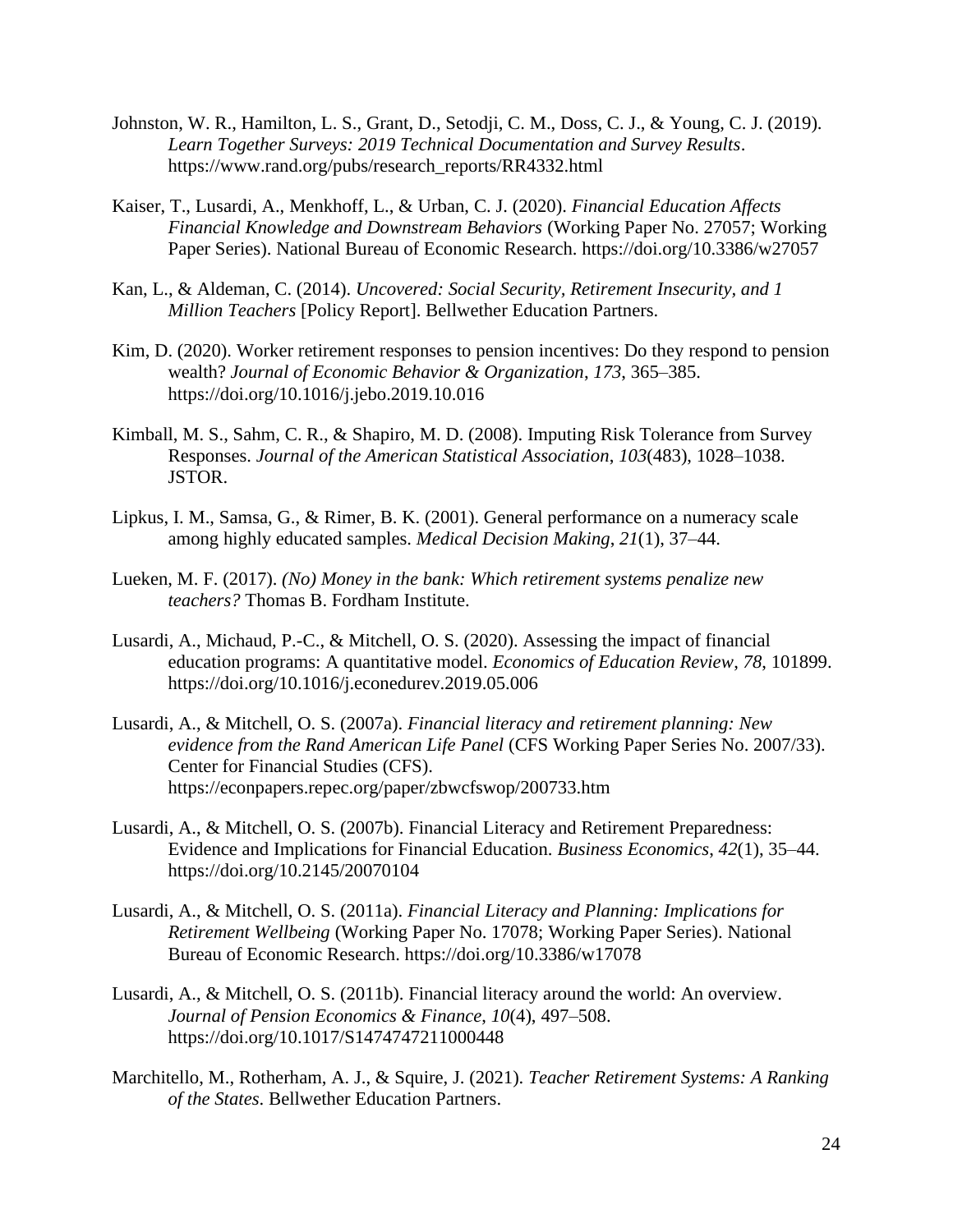Johnston, W. R., Hamilton, L. S., Grant, D., Setodji, C. M., Doss, C. J., & Young, C. J. (2019). *Learn Together Surveys: 2019 Technical Documentation and Survey Results*. https://www.rand.org/pubs/research_reports/RR4332.html

Kaiser, T., Lusardi, A., Menkhoff, L., & Urban, C. J. (2020). *Financial Education Affects Financial Knowledge and Downstream Behaviors* (Working Paper No. 27057; Working Paper Series). National Bureau of Economic Research. https://doi.org/10.3386/w27057

Kan, L., & Aldeman, C. (2014). *Uncovered: Social Security, Retirement Insecurity, and 1 Million Teachers* [Policy Report]. Bellwether Education Partners.

Kim, D. (2020). Worker retirement responses to pension incentives: Do they respond to pension wealth? *Journal of Economic Behavior & Organization*, *173*, 365–385. https://doi.org/10.1016/j.jebo.2019.10.016

Kimball, M. S., Sahm, C. R., & Shapiro, M. D. (2008). Imputing Risk Tolerance from Survey Responses. *Journal of the American Statistical Association*, *103*(483), 1028–1038. JSTOR.

Lipkus, I. M., Samsa, G., & Rimer, B. K. (2001). General performance on a numeracy scale among highly educated samples. *Medical Decision Making*, *21*(1), 37–44.

Lueken, M. F. (2017). *(No) Money in the bank: Which retirement systems penalize new teachers?* Thomas B. Fordham Institute.

Lusardi, A., Michaud, P.-C., & Mitchell, O. S. (2020). Assessing the impact of financial education programs: A quantitative model. *Economics of Education Review*, *78*, 101899. https://doi.org/10.1016/j.econedurev.2019.05.006

Lusardi, A., & Mitchell, O. S. (2007a). *Financial literacy and retirement planning: New evidence from the Rand American Life Panel* (CFS Working Paper Series No. 2007/33). Center for Financial Studies (CFS). https://econpapers.repec.org/paper/zbwcfswop/200733.htm

Lusardi, A., & Mitchell, O. S. (2007b). Financial Literacy and Retirement Preparedness: Evidence and Implications for Financial Education. *Business Economics*, *42*(1), 35–44. https://doi.org/10.2145/20070104

Lusardi, A., & Mitchell, O. S. (2011a). *Financial Literacy and Planning: Implications for Retirement Wellbeing* (Working Paper No. 17078; Working Paper Series). National Bureau of Economic Research. https://doi.org/10.3386/w17078

Lusardi, A., & Mitchell, O. S. (2011b). Financial literacy around the world: An overview. *Journal of Pension Economics & Finance*, *10*(4), 497–508. https://doi.org/10.1017/S1474747211000448

Marchitello, M., Rotherham, A. J., & Squire, J. (2021). *Teacher Retirement Systems: A Ranking of the States*. Bellwether Education Partners.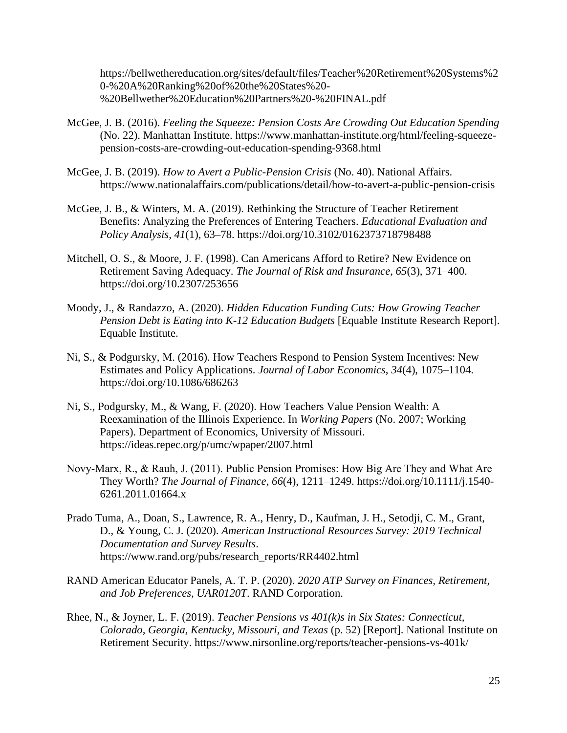https://bellwethereducation.org/sites/default/files/Teacher%20Retirement%20Systems%20-%20A%20Ranking%20of%20the%20States%20-%20Bellwether%20Education%20Partners%20-%20FINAL.pdf

McGee, J. B. (2016). *Feeling the Squeeze: Pension Costs Are Crowding Out Education Spending* (No. 22). Manhattan Institute. https://www.manhattan-institute.org/html/feeling-squeeze-pension-costs-are-crowding-out-education-spending-9368.html

McGee, J. B. (2019). *How to Avert a Public-Pension Crisis* (No. 40). National Affairs. https://www.nationalaffairs.com/publications/detail/how-to-avert-a-public-pension-crisis

McGee, J. B., & Winters, M. A. (2019). Rethinking the Structure of Teacher Retirement Benefits: Analyzing the Preferences of Entering Teachers. *Educational Evaluation and Policy Analysis*, *41*(1), 63–78. https://doi.org/10.3102/0162373718798488

Mitchell, O. S., & Moore, J. F. (1998). Can Americans Afford to Retire? New Evidence on Retirement Saving Adequacy. *The Journal of Risk and Insurance*, *65*(3), 371–400. https://doi.org/10.2307/253656

Moody, J., & Randazzo, A. (2020). *Hidden Education Funding Cuts: How Growing Teacher Pension Debt is Eating into K-12 Education Budgets* [Equable Institute Research Report]. Equable Institute.

Ni, S., & Podgursky, M. (2016). How Teachers Respond to Pension System Incentives: New Estimates and Policy Applications. *Journal of Labor Economics*, *34*(4), 1075–1104. https://doi.org/10.1086/686263

Ni, S., Podgursky, M., & Wang, F. (2020). How Teachers Value Pension Wealth: A Reexamination of the Illinois Experience. In *Working Papers* (No. 2007; Working Papers). Department of Economics, University of Missouri. https://ideas.repec.org/p/umc/wpaper/2007.html

Novy-Marx, R., & Rauh, J. (2011). Public Pension Promises: How Big Are They and What Are They Worth? *The Journal of Finance*, *66*(4), 1211–1249. https://doi.org/10.1111/j.1540-6261.2011.01664.x

Prado Tuma, A., Doan, S., Lawrence, R. A., Henry, D., Kaufman, J. H., Setodji, C. M., Grant, D., & Young, C. J. (2020). *American Instructional Resources Survey: 2019 Technical Documentation and Survey Results*. https://www.rand.org/pubs/research_reports/RR4402.html

RAND American Educator Panels, A. T. P. (2020). *2020 ATP Survey on Finances, Retirement, and Job Preferences, UAR0120T*. RAND Corporation.

Rhee, N., & Joyner, L. F. (2019). *Teacher Pensions vs 401(k)s in Six States: Connecticut, Colorado, Georgia, Kentucky, Missouri, and Texas* (p. 52) [Report]. National Institute on Retirement Security. https://www.nirsonline.org/reports/teacher-pensions-vs-401k/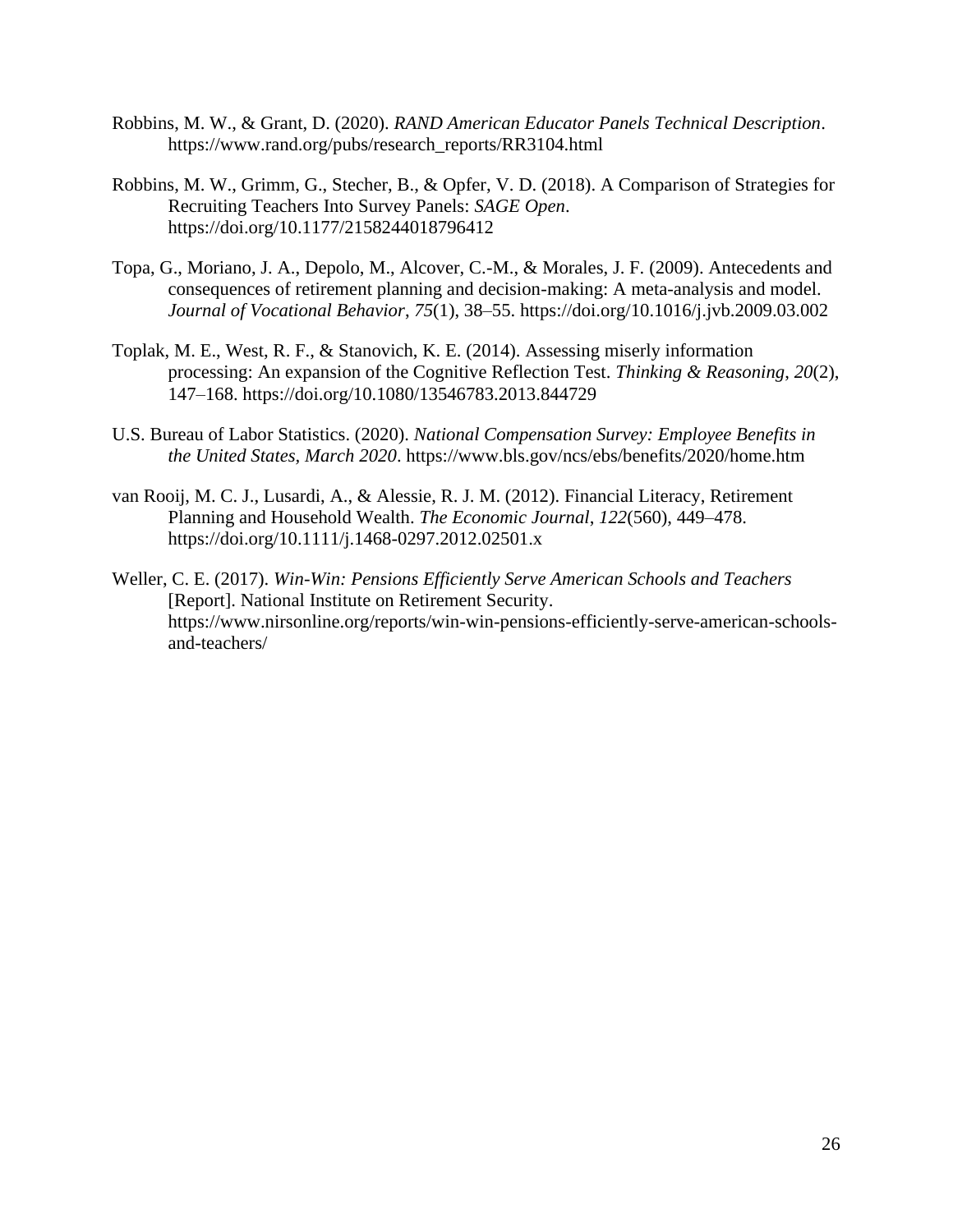Robbins, M. W., & Grant, D. (2020). *RAND American Educator Panels Technical Description*. https://www.rand.org/pubs/research_reports/RR3104.html

Robbins, M. W., Grimm, G., Stecher, B., & Opfer, V. D. (2018). A Comparison of Strategies for Recruiting Teachers Into Survey Panels: *SAGE Open*. https://doi.org/10.1177/2158244018796412

Topa, G., Moriano, J. A., Depolo, M., Alcover, C.-M., & Morales, J. F. (2009). Antecedents and consequences of retirement planning and decision-making: A meta-analysis and model. *Journal of Vocational Behavior*, *75*(1), 38–55. https://doi.org/10.1016/j.jvb.2009.03.002

Toplak, M. E., West, R. F., & Stanovich, K. E. (2014). Assessing miserly information processing: An expansion of the Cognitive Reflection Test. *Thinking & Reasoning*, *20*(2), 147–168. https://doi.org/10.1080/13546783.2013.844729

U.S. Bureau of Labor Statistics. (2020). *National Compensation Survey: Employee Benefits in the United States, March 2020*. https://www.bls.gov/ncs/ebs/benefits/2020/home.htm

van Rooij, M. C. J., Lusardi, A., & Alessie, R. J. M. (2012). Financial Literacy, Retirement Planning and Household Wealth. *The Economic Journal*, *122*(560), 449–478. https://doi.org/10.1111/j.1468-0297.2012.02501.x

Weller, C. E. (2017). *Win-Win: Pensions Efficiently Serve American Schools and Teachers* [Report]. National Institute on Retirement Security. https://www.nirsonline.org/reports/win-win-pensions-efficiently-serve-american-schools-and-teachers/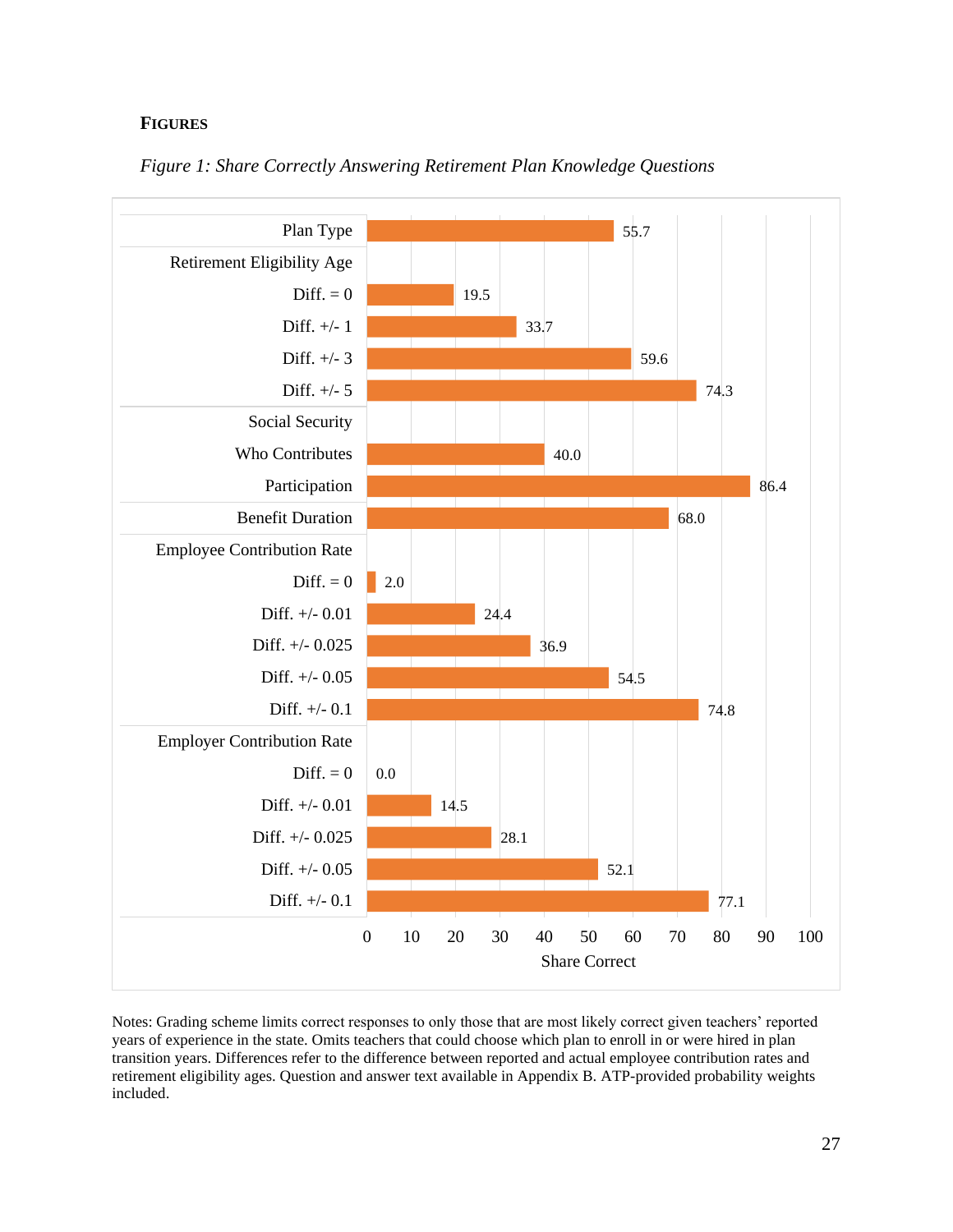## FIGURES

*Figure 1: Share Correctly Answering Retirement Plan Knowledge Questions*

| | Share Correct |
|---|---|
| Plan Type | 55.7 |
| **Retirement Eligibility Age** | |
| Diff. = 0 | 19.5 |
| Diff. +/- 1 | 33.7 |
| Diff. +/- 3 | 59.6 |
| Diff. +/- 5 | 74.3 |
| **Social Security** | |
| Who Contributes | 40.0 |
| Participation | 86.4 |
| Benefit Duration | 68.0 |
| **Employee Contribution Rate** | |
| Diff. = 0 | 2.0 |
| Diff. +/- 0.01 | 24.4 |
| Diff. +/- 0.025 | 36.9 |
| Diff. +/- 0.05 | 54.5 |
| Diff. +/- 0.1 | 74.8 |
| **Employer Contribution Rate** | |
| Diff. = 0 | 0.0 |
| Diff. +/- 0.01 | 14.5 |
| Diff. +/- 0.025 | 28.1 |
| Diff. +/- 0.05 | 52.1 |
| Diff. +/- 0.1 | 77.1 |

Notes: Grading scheme limits correct responses to only those that are most likely correct given teachers' reported years of experience in the state. Omits teachers that could choose which plan to enroll in or were hired in plan transition years. Differences refer to the difference between reported and actual employee contribution rates and retirement eligibility ages. Question and answer text available in Appendix B. ATP-provided probability weights included.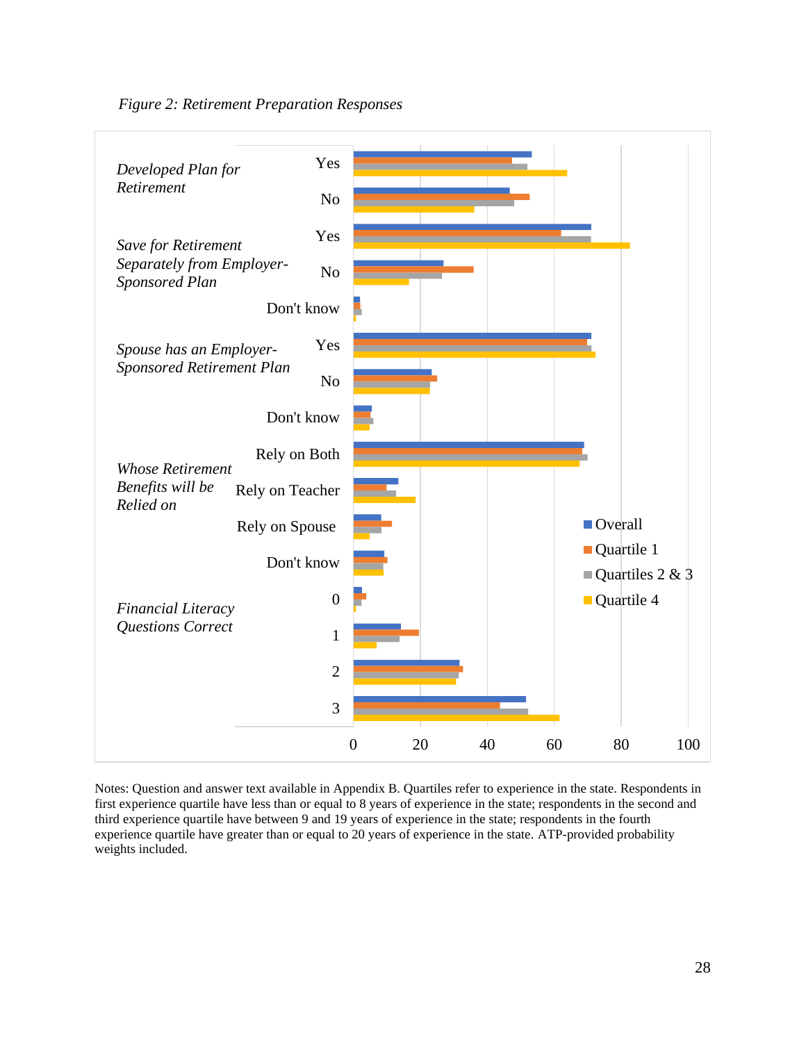*Figure 2: Retirement Preparation Responses*

Notes: Question and answer text available in Appendix B. Quartiles refer to experience in the state. Respondents in first experience quartile have less than or equal to 8 years of experience in the state; respondents in the second and third experience quartile have between 9 and 19 years of experience in the state; respondents in the fourth experience quartile have greater than or equal to 20 years of experience in the state. ATP-provided probability weights included.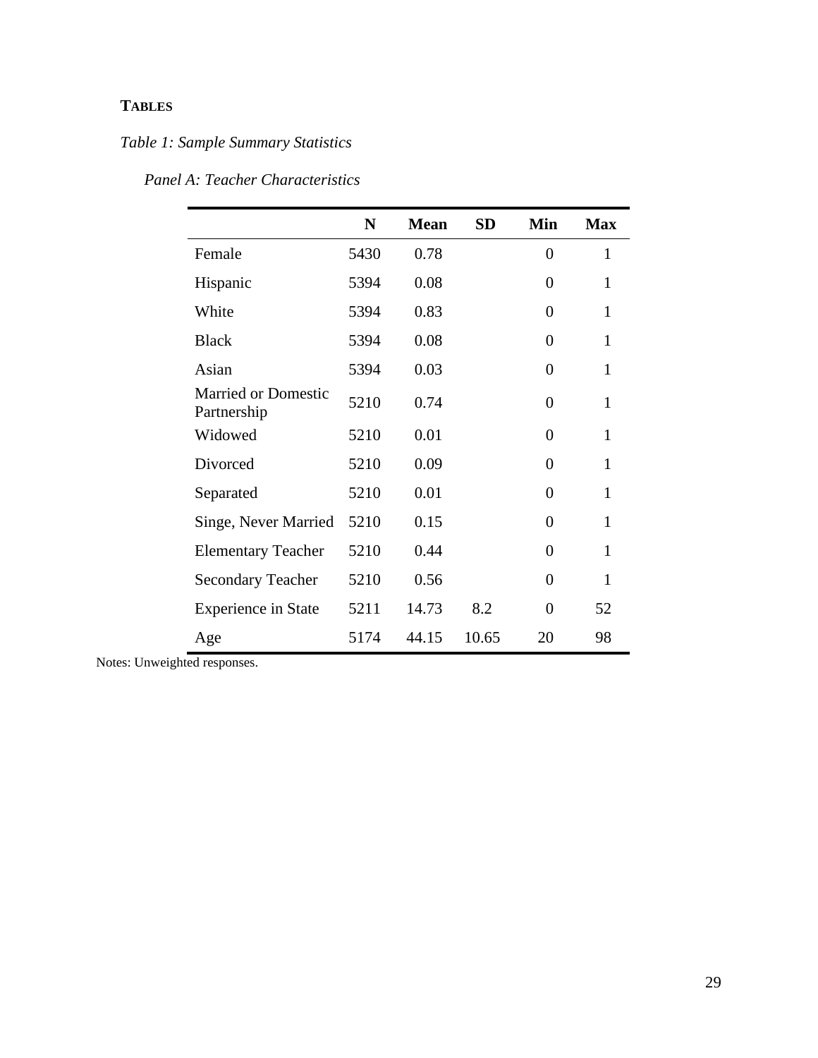**TABLES**

*Table 1: Sample Summary Statistics*

*Panel A: Teacher Characteristics*

| | N | Mean | SD | Min | Max |
|---|---|---|---|---|---|
| Female | 5430 | 0.78 | | 0 | 1 |
| Hispanic | 5394 | 0.08 | | 0 | 1 |
| White | 5394 | 0.83 | | 0 | 1 |
| Black | 5394 | 0.08 | | 0 | 1 |
| Asian | 5394 | 0.03 | | 0 | 1 |
| Married or Domestic Partnership | 5210 | 0.74 | | 0 | 1 |
| Widowed | 5210 | 0.01 | | 0 | 1 |
| Divorced | 5210 | 0.09 | | 0 | 1 |
| Separated | 5210 | 0.01 | | 0 | 1 |
| Singe, Never Married | 5210 | 0.15 | | 0 | 1 |
| Elementary Teacher | 5210 | 0.44 | | 0 | 1 |
| Secondary Teacher | 5210 | 0.56 | | 0 | 1 |
| Experience in State | 5211 | 14.73 | 8.2 | 0 | 52 |
| Age | 5174 | 44.15 | 10.65 | 20 | 98 |

Notes: Unweighted responses.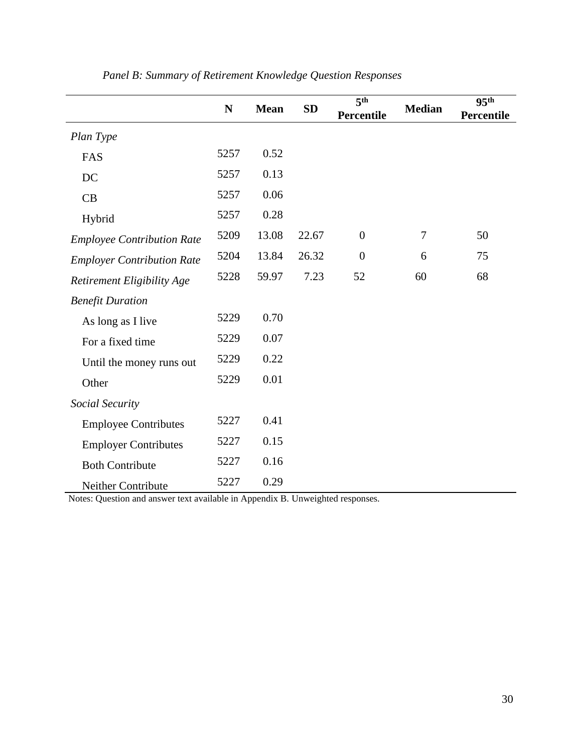*Panel B: Summary of Retirement Knowledge Question Responses*

| | N | Mean | SD | 5th Percentile | Median | 95th Percentile |
|---|---|---|---|---|---|---|
| *Plan Type* | | | | | | |
| FAS | 5257 | 0.52 | | | | |
| DC | 5257 | 0.13 | | | | |
| CB | 5257 | 0.06 | | | | |
| Hybrid | 5257 | 0.28 | | | | |
| *Employee Contribution Rate* | 5209 | 13.08 | 22.67 | 0 | 7 | 50 |
| *Employer Contribution Rate* | 5204 | 13.84 | 26.32 | 0 | 6 | 75 |
| *Retirement Eligibility Age* | 5228 | 59.97 | 7.23 | 52 | 60 | 68 |
| *Benefit Duration* | | | | | | |
| As long as I live | 5229 | 0.70 | | | | |
| For a fixed time | 5229 | 0.07 | | | | |
| Until the money runs out | 5229 | 0.22 | | | | |
| Other | 5229 | 0.01 | | | | |
| *Social Security* | | | | | | |
| Employee Contributes | 5227 | 0.41 | | | | |
| Employer Contributes | 5227 | 0.15 | | | | |
| Both Contribute | 5227 | 0.16 | | | | |
| Neither Contribute | 5227 | 0.29 | | | | |

Notes: Question and answer text available in Appendix B. Unweighted responses.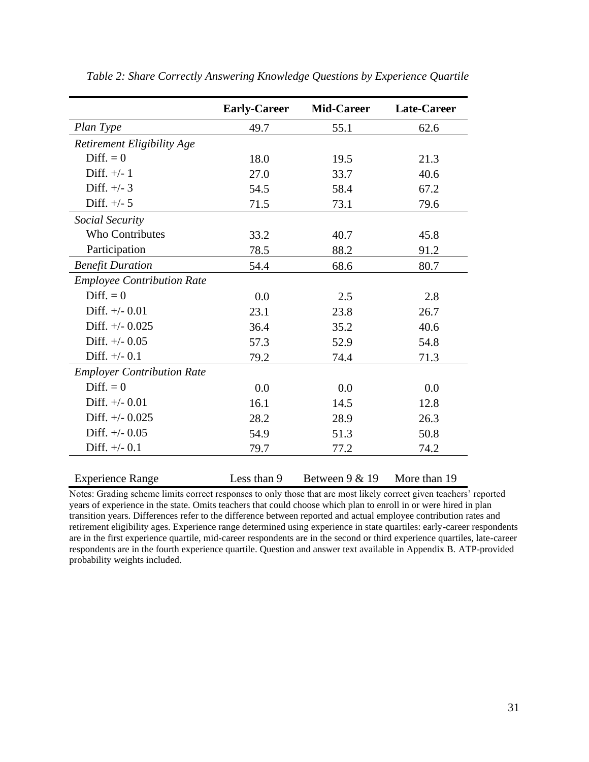*Table 2: Share Correctly Answering Knowledge Questions by Experience Quartile*

| | **Early-Career** | **Mid-Career** | **Late-Career** |
|---|---|---|---|
| *Plan Type* | 49.7 | 55.1 | 62.6 |
| *Retirement Eligibility Age* | | | |
| Diff. = 0 | 18.0 | 19.5 | 21.3 |
| Diff. +/- 1 | 27.0 | 33.7 | 40.6 |
| Diff. +/- 3 | 54.5 | 58.4 | 67.2 |
| Diff. +/- 5 | 71.5 | 73.1 | 79.6 |
| *Social Security* | | | |
| Who Contributes | 33.2 | 40.7 | 45.8 |
| Participation | 78.5 | 88.2 | 91.2 |
| *Benefit Duration* | 54.4 | 68.6 | 80.7 |
| *Employee Contribution Rate* | | | |
| Diff. = 0 | 0.0 | 2.5 | 2.8 |
| Diff. +/- 0.01 | 23.1 | 23.8 | 26.7 |
| Diff. +/- 0.025 | 36.4 | 35.2 | 40.6 |
| Diff. +/- 0.05 | 57.3 | 52.9 | 54.8 |
| Diff. +/- 0.1 | 79.2 | 74.4 | 71.3 |
| *Employer Contribution Rate* | | | |
| Diff. = 0 | 0.0 | 0.0 | 0.0 |
| Diff. +/- 0.01 | 16.1 | 14.5 | 12.8 |
| Diff. +/- 0.025 | 28.2 | 28.9 | 26.3 |
| Diff. +/- 0.05 | 54.9 | 51.3 | 50.8 |
| Diff. +/- 0.1 | 79.7 | 77.2 | 74.2 |
| | | | |
| Experience Range | Less than 9 | Between 9 & 19 | More than 19 |

Notes: Grading scheme limits correct responses to only those that are most likely correct given teachers' reported years of experience in the state. Omits teachers that could choose which plan to enroll in or were hired in plan transition years. Differences refer to the difference between reported and actual employee contribution rates and retirement eligibility ages. Experience range determined using experience in state quartiles: early-career respondents are in the first experience quartile, mid-career respondents are in the second or third experience quartiles, late-career respondents are in the fourth experience quartile. Question and answer text available in Appendix B. ATP-provided probability weights included.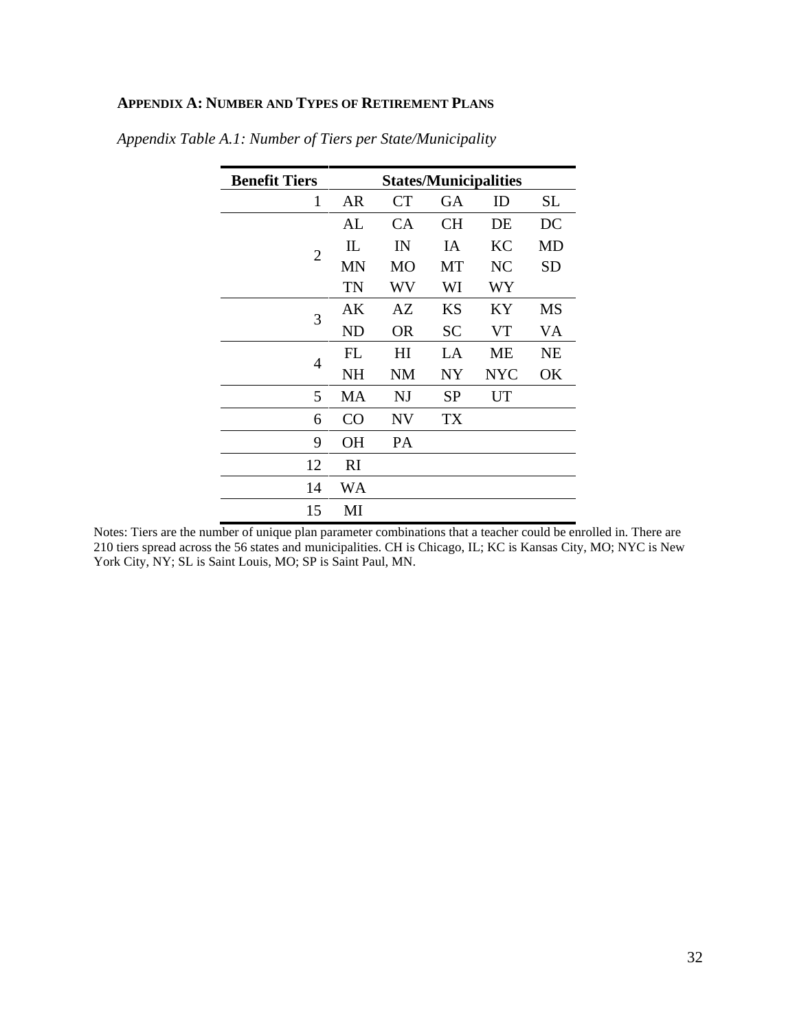## Appendix A: Number and Types of Retirement Plans

*Appendix Table A.1: Number of Tiers per State/Municipality*

| Benefit Tiers | States/Municipalities | | | | |
|---:|---|---|---|---|---|
| 1 | AR | CT | GA | ID | SL |
| 2 | AL | CA | CH | DE | DC |
| | IL | IN | IA | KC | MD |
| | MN | MO | MT | NC | SD |
| | TN | WV | WI | WY | |
| 3 | AK | AZ | KS | KY | MS |
| | ND | OR | SC | VT | VA |
| 4 | FL | HI | LA | ME | NE |
| | NH | NM | NY | NYC | OK |
| 5 | MA | NJ | SP | UT | |
| 6 | CO | NV | TX | | |
| 9 | OH | PA | | | |
| 12 | RI | | | | |
| 14 | WA | | | | |
| 15 | MI | | | | |

Notes: Tiers are the number of unique plan parameter combinations that a teacher could be enrolled in. There are 210 tiers spread across the 56 states and municipalities. CH is Chicago, IL; KC is Kansas City, MO; NYC is New York City, NY; SL is Saint Louis, MO; SP is Saint Paul, MN.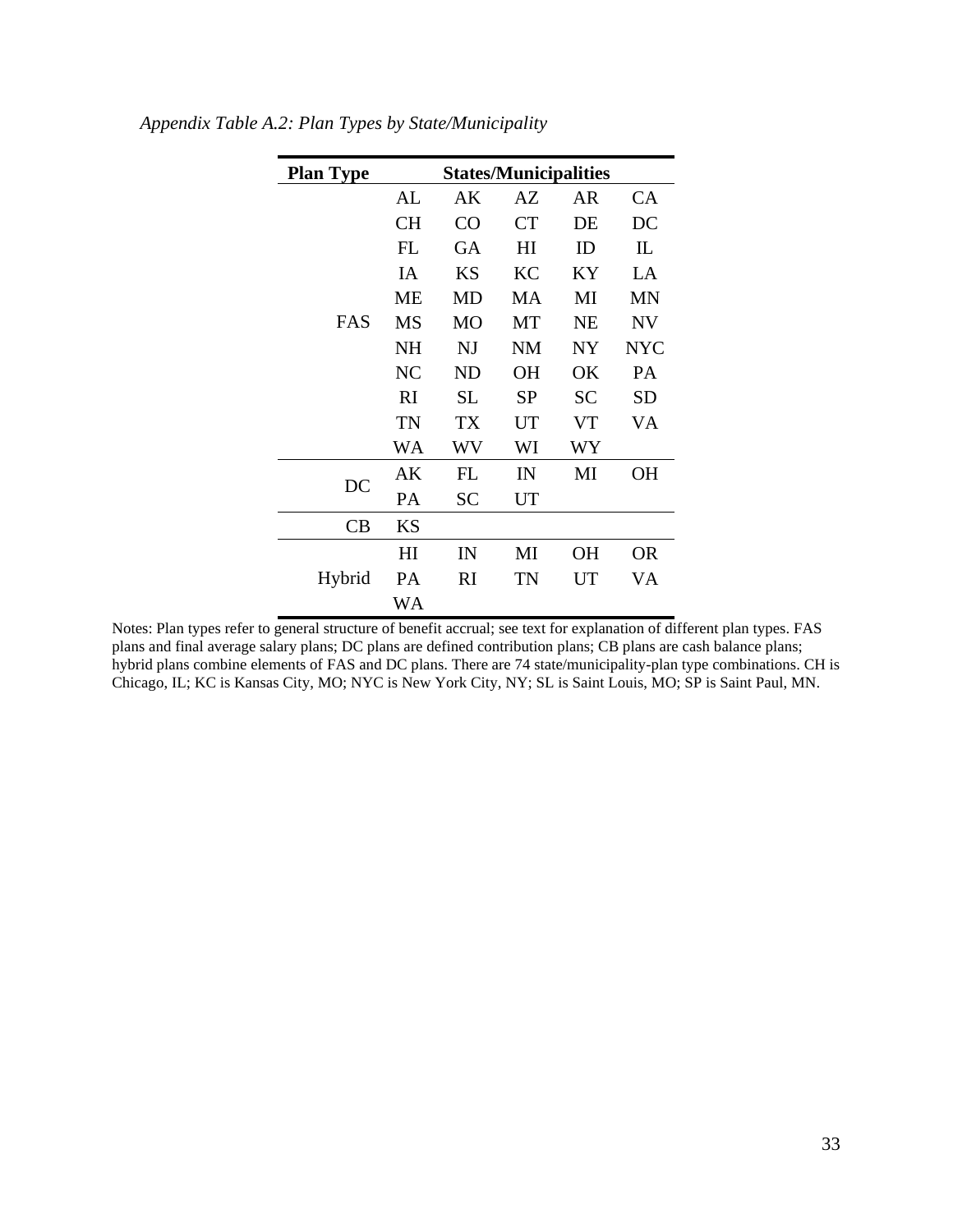*Appendix Table A.2: Plan Types by State/Municipality*

| Plan Type | States/Municipalities | | | | |
|---|---|---|---|---|---|
| FAS | AL | AK | AZ | AR | CA |
| | CH | CO | CT | DE | DC |
| | FL | GA | HI | ID | IL |
| | IA | KS | KC | KY | LA |
| | ME | MD | MA | MI | MN |
| | MS | MO | MT | NE | NV |
| | NH | NJ | NM | NY | NYC |
| | NC | ND | OH | OK | PA |
| | RI | SL | SP | SC | SD |
| | TN | TX | UT | VT | VA |
| | WA | WV | WI | WY | |
| DC | AK | FL | IN | MI | OH |
| | PA | SC | UT | | |
| CB | KS | | | | |
| Hybrid | HI | IN | MI | OH | OR |
| | PA | RI | TN | UT | VA |
| | WA | | | | |

Notes: Plan types refer to general structure of benefit accrual; see text for explanation of different plan types. FAS plans and final average salary plans; DC plans are defined contribution plans; CB plans are cash balance plans; hybrid plans combine elements of FAS and DC plans. There are 74 state/municipality-plan type combinations. CH is Chicago, IL; KC is Kansas City, MO; NYC is New York City, NY; SL is Saint Louis, MO; SP is Saint Paul, MN.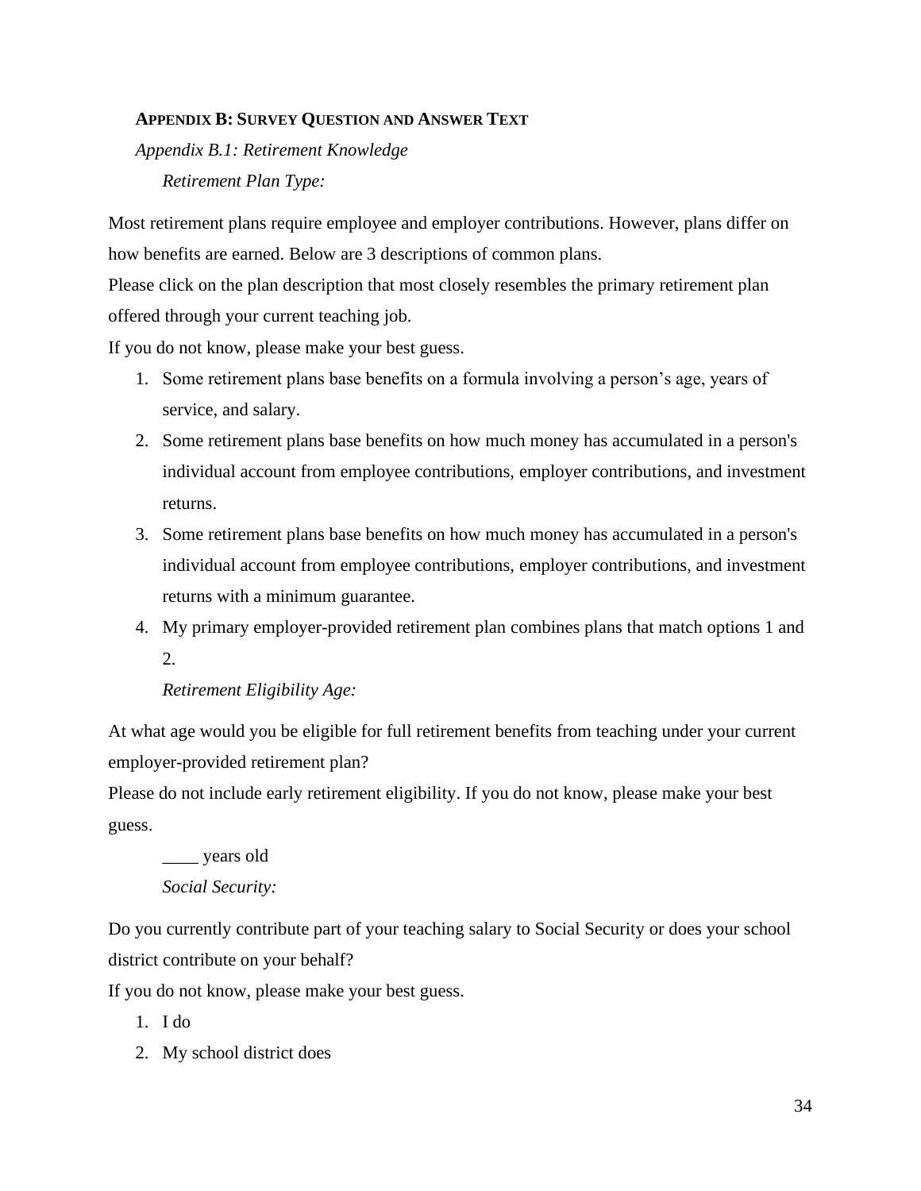## APPENDIX B: SURVEY QUESTION AND ANSWER TEXT

### *Appendix B.1: Retirement Knowledge*

#### *Retirement Plan Type:*

Most retirement plans require employee and employer contributions. However, plans differ on how benefits are earned. Below are 3 descriptions of common plans.

Please click on the plan description that most closely resembles the primary retirement plan offered through your current teaching job.

If you do not know, please make your best guess.

1. Some retirement plans base benefits on a formula involving a person's age, years of service, and salary.
2. Some retirement plans base benefits on how much money has accumulated in a person's individual account from employee contributions, employer contributions, and investment returns.
3. Some retirement plans base benefits on how much money has accumulated in a person's individual account from employee contributions, employer contributions, and investment returns with a minimum guarantee.
4. My primary employer-provided retirement plan combines plans that match options 1 and 2.

#### *Retirement Eligibility Age:*

At what age would you be eligible for full retirement benefits from teaching under your current employer-provided retirement plan?

Please do not include early retirement eligibility. If you do not know, please make your best guess.

____ years old

#### *Social Security:*

Do you currently contribute part of your teaching salary to Social Security or does your school district contribute on your behalf?

If you do not know, please make your best guess.

1. I do
2. My school district does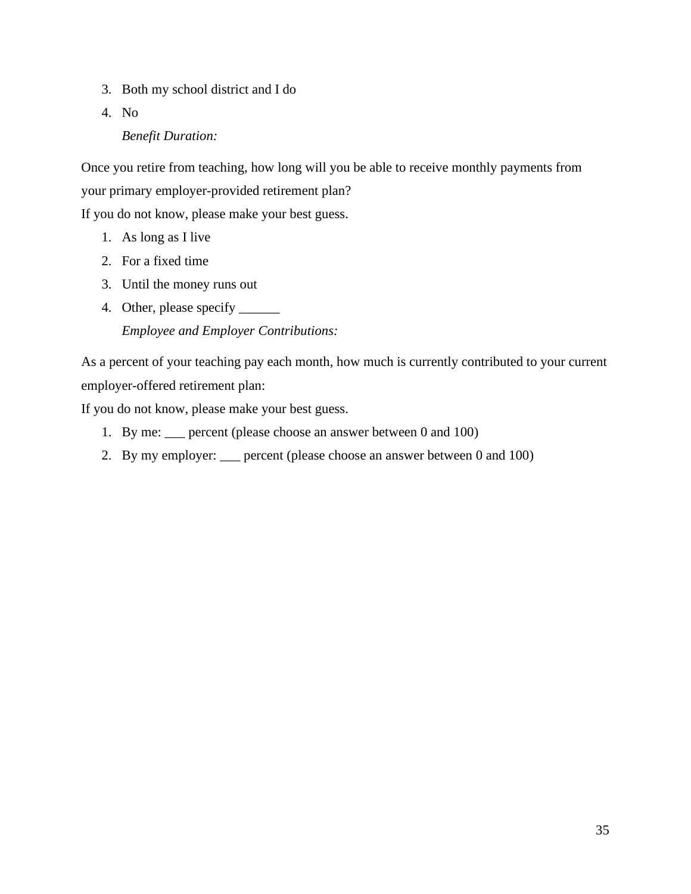3. Both my school district and I do
4. No

   *Benefit Duration:*

Once you retire from teaching, how long will you be able to receive monthly payments from your primary employer-provided retirement plan?
If you do not know, please make your best guess.

1. As long as I live
2. For a fixed time
3. Until the money runs out
4. Other, please specify ______

   *Employee and Employer Contributions:*

As a percent of your teaching pay each month, how much is currently contributed to your current employer-offered retirement plan:
If you do not know, please make your best guess.

1. By me: ___ percent (please choose an answer between 0 and 100)
2. By my employer: ___ percent (please choose an answer between 0 and 100)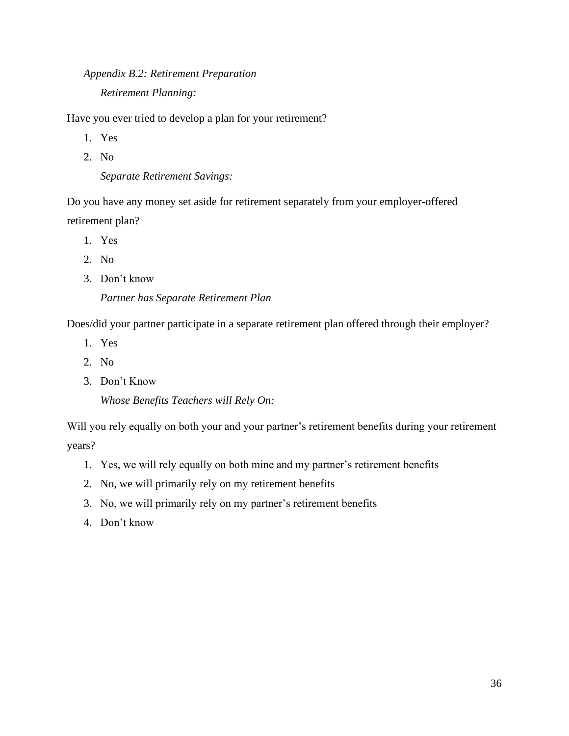*Appendix B.2: Retirement Preparation*

*Retirement Planning:*

Have you ever tried to develop a plan for your retirement?

1. Yes
2. No

*Separate Retirement Savings:*

Do you have any money set aside for retirement separately from your employer-offered retirement plan?

1. Yes
2. No
3. Don't know

*Partner has Separate Retirement Plan*

Does/did your partner participate in a separate retirement plan offered through their employer?

1. Yes
2. No
3. Don't Know

*Whose Benefits Teachers will Rely On:*

Will you rely equally on both your and your partner's retirement benefits during your retirement years?

1. Yes, we will rely equally on both mine and my partner's retirement benefits
2. No, we will primarily rely on my retirement benefits
3. No, we will primarily rely on my partner's retirement benefits
4. Don't know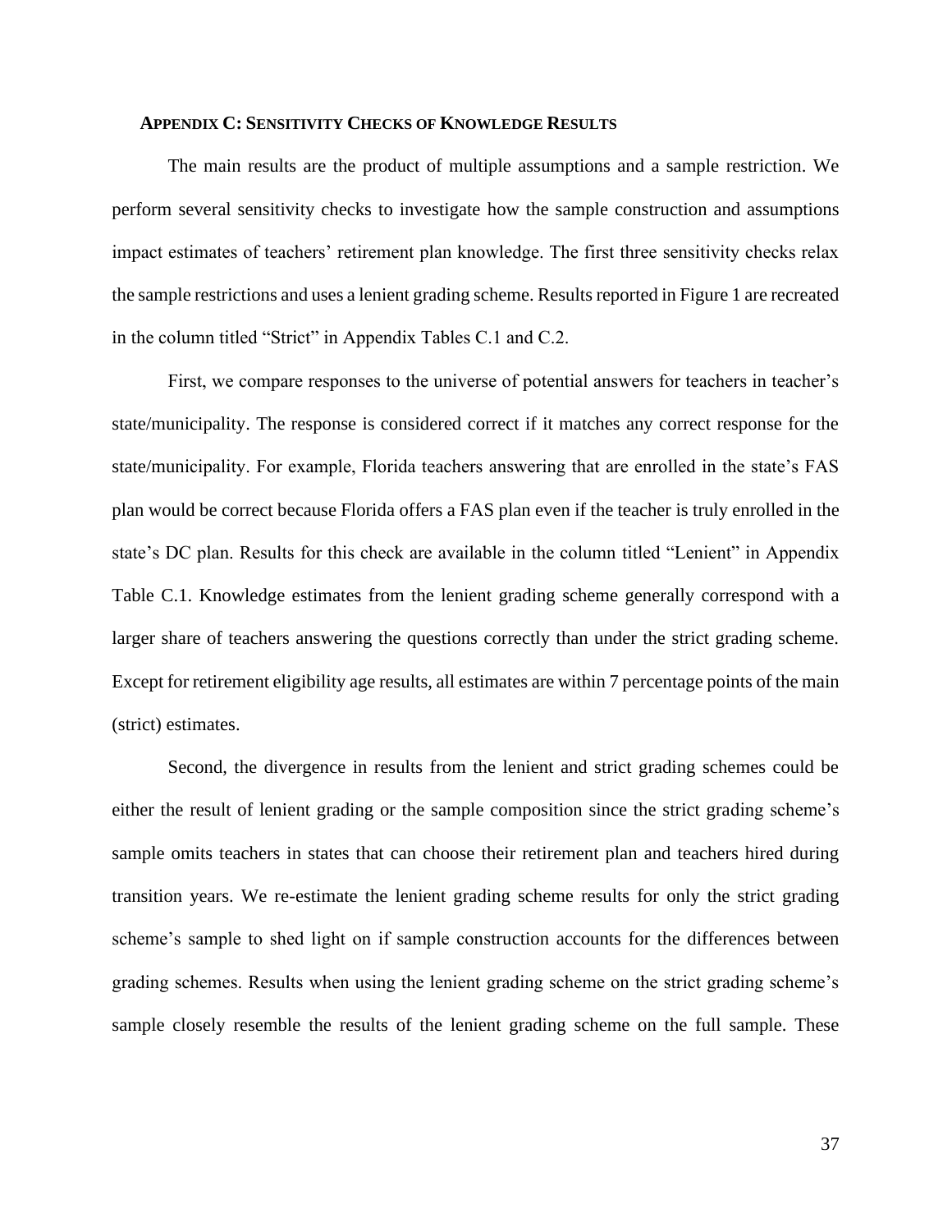## APPENDIX C: SENSITIVITY CHECKS OF KNOWLEDGE RESULTS

The main results are the product of multiple assumptions and a sample restriction. We perform several sensitivity checks to investigate how the sample construction and assumptions impact estimates of teachers' retirement plan knowledge. The first three sensitivity checks relax the sample restrictions and uses a lenient grading scheme. Results reported in Figure 1 are recreated in the column titled "Strict" in Appendix Tables C.1 and C.2.

First, we compare responses to the universe of potential answers for teachers in teacher's state/municipality. The response is considered correct if it matches any correct response for the state/municipality. For example, Florida teachers answering that are enrolled in the state's FAS plan would be correct because Florida offers a FAS plan even if the teacher is truly enrolled in the state's DC plan. Results for this check are available in the column titled "Lenient" in Appendix Table C.1. Knowledge estimates from the lenient grading scheme generally correspond with a larger share of teachers answering the questions correctly than under the strict grading scheme. Except for retirement eligibility age results, all estimates are within 7 percentage points of the main (strict) estimates.

Second, the divergence in results from the lenient and strict grading schemes could be either the result of lenient grading or the sample composition since the strict grading scheme's sample omits teachers in states that can choose their retirement plan and teachers hired during transition years. We re-estimate the lenient grading scheme results for only the strict grading scheme's sample to shed light on if sample construction accounts for the differences between grading schemes. Results when using the lenient grading scheme on the strict grading scheme's sample closely resemble the results of the lenient grading scheme on the full sample. These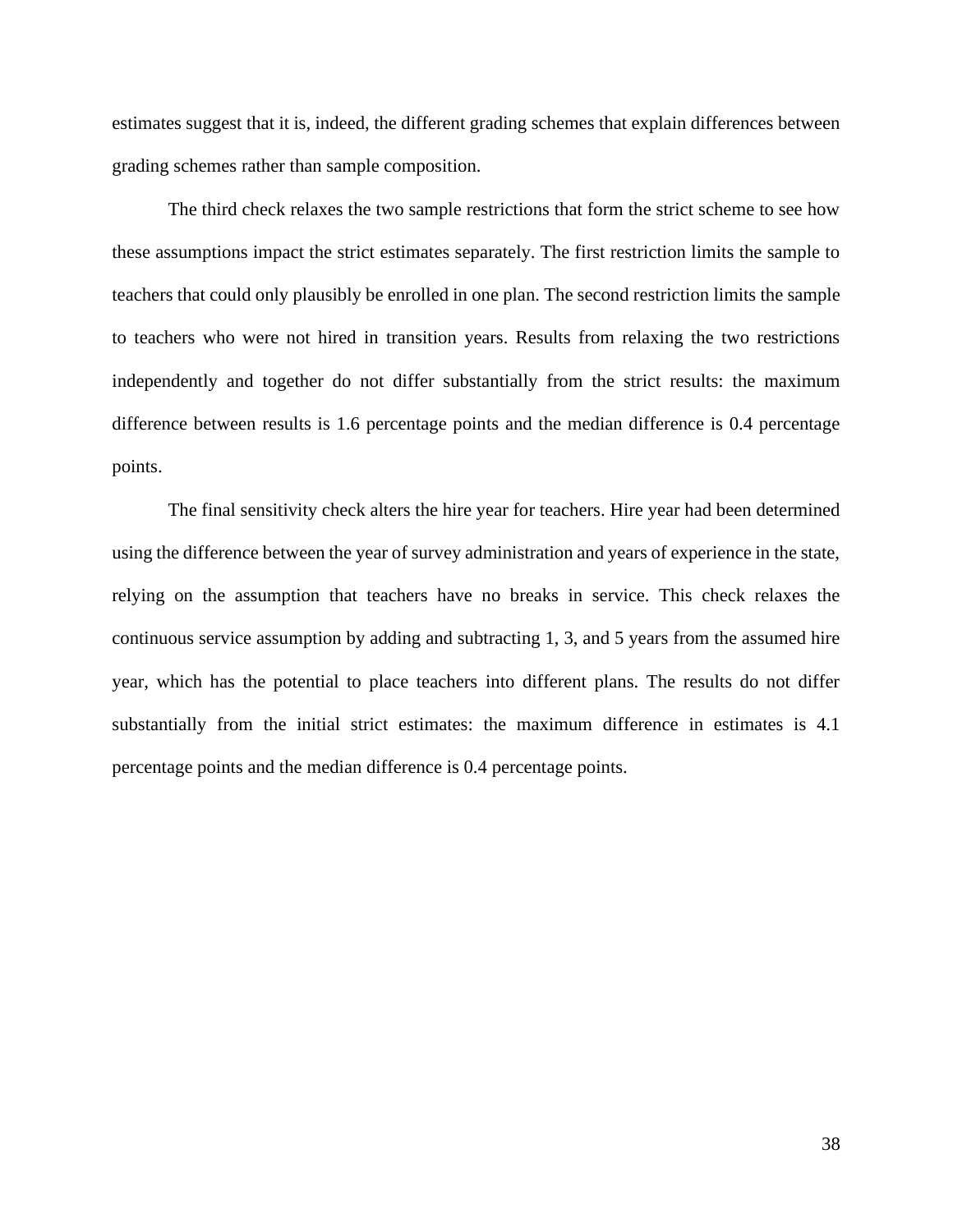estimates suggest that it is, indeed, the different grading schemes that explain differences between grading schemes rather than sample composition.

The third check relaxes the two sample restrictions that form the strict scheme to see how these assumptions impact the strict estimates separately. The first restriction limits the sample to teachers that could only plausibly be enrolled in one plan. The second restriction limits the sample to teachers who were not hired in transition years. Results from relaxing the two restrictions independently and together do not differ substantially from the strict results: the maximum difference between results is 1.6 percentage points and the median difference is 0.4 percentage points.

The final sensitivity check alters the hire year for teachers. Hire year had been determined using the difference between the year of survey administration and years of experience in the state, relying on the assumption that teachers have no breaks in service. This check relaxes the continuous service assumption by adding and subtracting 1, 3, and 5 years from the assumed hire year, which has the potential to place teachers into different plans. The results do not differ substantially from the initial strict estimates: the maximum difference in estimates is 4.1 percentage points and the median difference is 0.4 percentage points.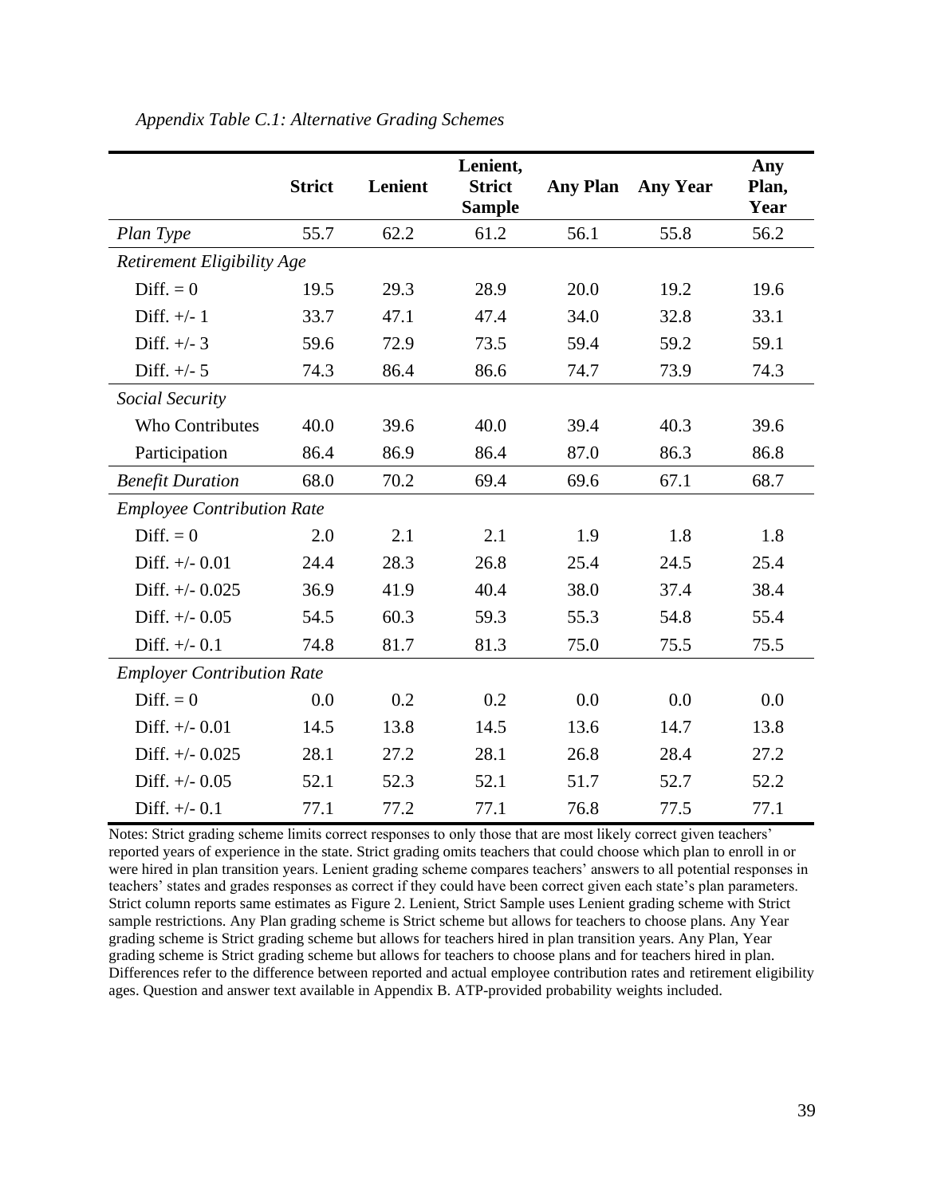*Appendix Table C.1: Alternative Grading Schemes*

| | Strict | Lenient | Lenient, Strict Sample | Any Plan | Any Year | Any Plan, Year |
|---|---|---|---|---|---|---|
| *Plan Type* | 55.7 | 62.2 | 61.2 | 56.1 | 55.8 | 56.2 |
| *Retirement Eligibility Age* | | | | | | |
| Diff. = 0 | 19.5 | 29.3 | 28.9 | 20.0 | 19.2 | 19.6 |
| Diff. +/- 1 | 33.7 | 47.1 | 47.4 | 34.0 | 32.8 | 33.1 |
| Diff. +/- 3 | 59.6 | 72.9 | 73.5 | 59.4 | 59.2 | 59.1 |
| Diff. +/- 5 | 74.3 | 86.4 | 86.6 | 74.7 | 73.9 | 74.3 |
| *Social Security* | | | | | | |
| Who Contributes | 40.0 | 39.6 | 40.0 | 39.4 | 40.3 | 39.6 |
| Participation | 86.4 | 86.9 | 86.4 | 87.0 | 86.3 | 86.8 |
| *Benefit Duration* | 68.0 | 70.2 | 69.4 | 69.6 | 67.1 | 68.7 |
| *Employee Contribution Rate* | | | | | | |
| Diff. = 0 | 2.0 | 2.1 | 2.1 | 1.9 | 1.8 | 1.8 |
| Diff. +/- 0.01 | 24.4 | 28.3 | 26.8 | 25.4 | 24.5 | 25.4 |
| Diff. +/- 0.025 | 36.9 | 41.9 | 40.4 | 38.0 | 37.4 | 38.4 |
| Diff. +/- 0.05 | 54.5 | 60.3 | 59.3 | 55.3 | 54.8 | 55.4 |
| Diff. +/- 0.1 | 74.8 | 81.7 | 81.3 | 75.0 | 75.5 | 75.5 |
| *Employer Contribution Rate* | | | | | | |
| Diff. = 0 | 0.0 | 0.2 | 0.2 | 0.0 | 0.0 | 0.0 |
| Diff. +/- 0.01 | 14.5 | 13.8 | 14.5 | 13.6 | 14.7 | 13.8 |
| Diff. +/- 0.025 | 28.1 | 27.2 | 28.1 | 26.8 | 28.4 | 27.2 |
| Diff. +/- 0.05 | 52.1 | 52.3 | 52.1 | 51.7 | 52.7 | 52.2 |
| Diff. +/- 0.1 | 77.1 | 77.2 | 77.1 | 76.8 | 77.5 | 77.1 |

Notes: Strict grading scheme limits correct responses to only those that are most likely correct given teachers' reported years of experience in the state. Strict grading omits teachers that could choose which plan to enroll in or were hired in plan transition years. Lenient grading scheme compares teachers' answers to all potential responses in teachers' states and grades responses as correct if they could have been correct given each state's plan parameters. Strict column reports same estimates as Figure 2. Lenient, Strict Sample uses Lenient grading scheme with Strict sample restrictions. Any Plan grading scheme is Strict scheme but allows for teachers to choose plans. Any Year grading scheme is Strict grading scheme but allows for teachers hired in plan transition years. Any Plan, Year grading scheme is Strict grading scheme but allows for teachers to choose plans and for teachers hired in plan. Differences refer to the difference between reported and actual employee contribution rates and retirement eligibility ages. Question and answer text available in Appendix B. ATP-provided probability weights included.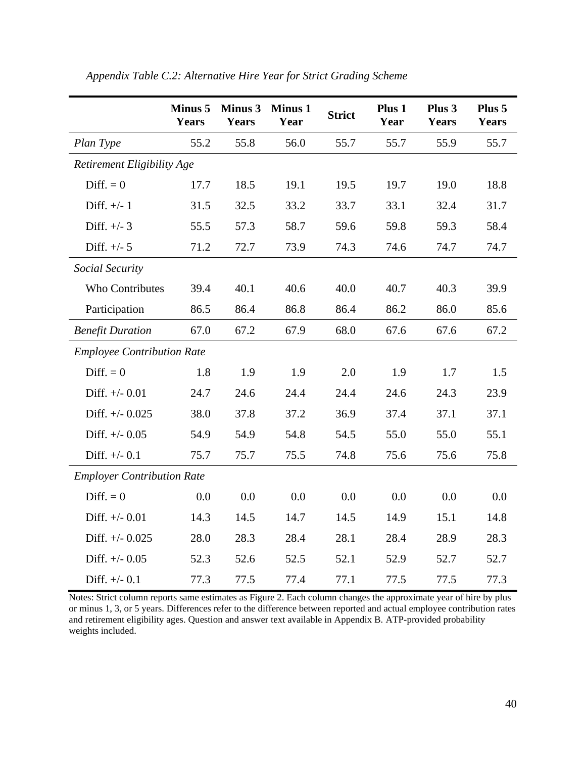*Appendix Table C.2: Alternative Hire Year for Strict Grading Scheme*

| | Minus 5 Years | Minus 3 Years | Minus 1 Year | Strict | Plus 1 Year | Plus 3 Years | Plus 5 Years |
|---|---|---|---|---|---|---|---|
| *Plan Type* | 55.2 | 55.8 | 56.0 | 55.7 | 55.7 | 55.9 | 55.7 |
| *Retirement Eligibility Age* | | | | | | | |
| Diff. = 0 | 17.7 | 18.5 | 19.1 | 19.5 | 19.7 | 19.0 | 18.8 |
| Diff. +/- 1 | 31.5 | 32.5 | 33.2 | 33.7 | 33.1 | 32.4 | 31.7 |
| Diff. +/- 3 | 55.5 | 57.3 | 58.7 | 59.6 | 59.8 | 59.3 | 58.4 |
| Diff. +/- 5 | 71.2 | 72.7 | 73.9 | 74.3 | 74.6 | 74.7 | 74.7 |
| *Social Security* | | | | | | | |
| Who Contributes | 39.4 | 40.1 | 40.6 | 40.0 | 40.7 | 40.3 | 39.9 |
| Participation | 86.5 | 86.4 | 86.8 | 86.4 | 86.2 | 86.0 | 85.6 |
| *Benefit Duration* | 67.0 | 67.2 | 67.9 | 68.0 | 67.6 | 67.6 | 67.2 |
| *Employee Contribution Rate* | | | | | | | |
| Diff. = 0 | 1.8 | 1.9 | 1.9 | 2.0 | 1.9 | 1.7 | 1.5 |
| Diff. +/- 0.01 | 24.7 | 24.6 | 24.4 | 24.4 | 24.6 | 24.3 | 23.9 |
| Diff. +/- 0.025 | 38.0 | 37.8 | 37.2 | 36.9 | 37.4 | 37.1 | 37.1 |
| Diff. +/- 0.05 | 54.9 | 54.9 | 54.8 | 54.5 | 55.0 | 55.0 | 55.1 |
| Diff. +/- 0.1 | 75.7 | 75.7 | 75.5 | 74.8 | 75.6 | 75.6 | 75.8 |
| *Employer Contribution Rate* | | | | | | | |
| Diff. = 0 | 0.0 | 0.0 | 0.0 | 0.0 | 0.0 | 0.0 | 0.0 |
| Diff. +/- 0.01 | 14.3 | 14.5 | 14.7 | 14.5 | 14.9 | 15.1 | 14.8 |
| Diff. +/- 0.025 | 28.0 | 28.3 | 28.4 | 28.1 | 28.4 | 28.9 | 28.3 |
| Diff. +/- 0.05 | 52.3 | 52.6 | 52.5 | 52.1 | 52.9 | 52.7 | 52.7 |
| Diff. +/- 0.1 | 77.3 | 77.5 | 77.4 | 77.1 | 77.5 | 77.5 | 77.3 |

Notes: Strict column reports same estimates as Figure 2. Each column changes the approximate year of hire by plus or minus 1, 3, or 5 years. Differences refer to the difference between reported and actual employee contribution rates and retirement eligibility ages. Question and answer text available in Appendix B. ATP-provided probability weights included.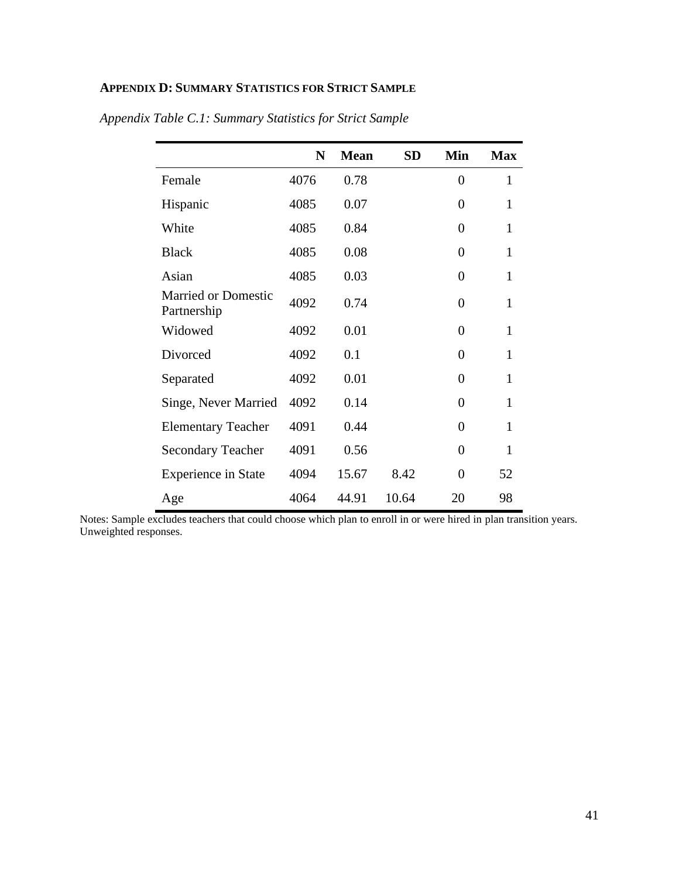## APPENDIX D: SUMMARY STATISTICS FOR STRICT SAMPLE

*Appendix Table C.1: Summary Statistics for Strict Sample*

| | N | Mean | SD | Min | Max |
|---|---|---|---|---|---|
| Female | 4076 | 0.78 | | 0 | 1 |
| Hispanic | 4085 | 0.07 | | 0 | 1 |
| White | 4085 | 0.84 | | 0 | 1 |
| Black | 4085 | 0.08 | | 0 | 1 |
| Asian | 4085 | 0.03 | | 0 | 1 |
| Married or Domestic Partnership | 4092 | 0.74 | | 0 | 1 |
| Widowed | 4092 | 0.01 | | 0 | 1 |
| Divorced | 4092 | 0.1 | | 0 | 1 |
| Separated | 4092 | 0.01 | | 0 | 1 |
| Singe, Never Married | 4092 | 0.14 | | 0 | 1 |
| Elementary Teacher | 4091 | 0.44 | | 0 | 1 |
| Secondary Teacher | 4091 | 0.56 | | 0 | 1 |
| Experience in State | 4094 | 15.67 | 8.42 | 0 | 52 |
| Age | 4064 | 44.91 | 10.64 | 20 | 98 |

Notes: Sample excludes teachers that could choose which plan to enroll in or were hired in plan transition years. Unweighted responses.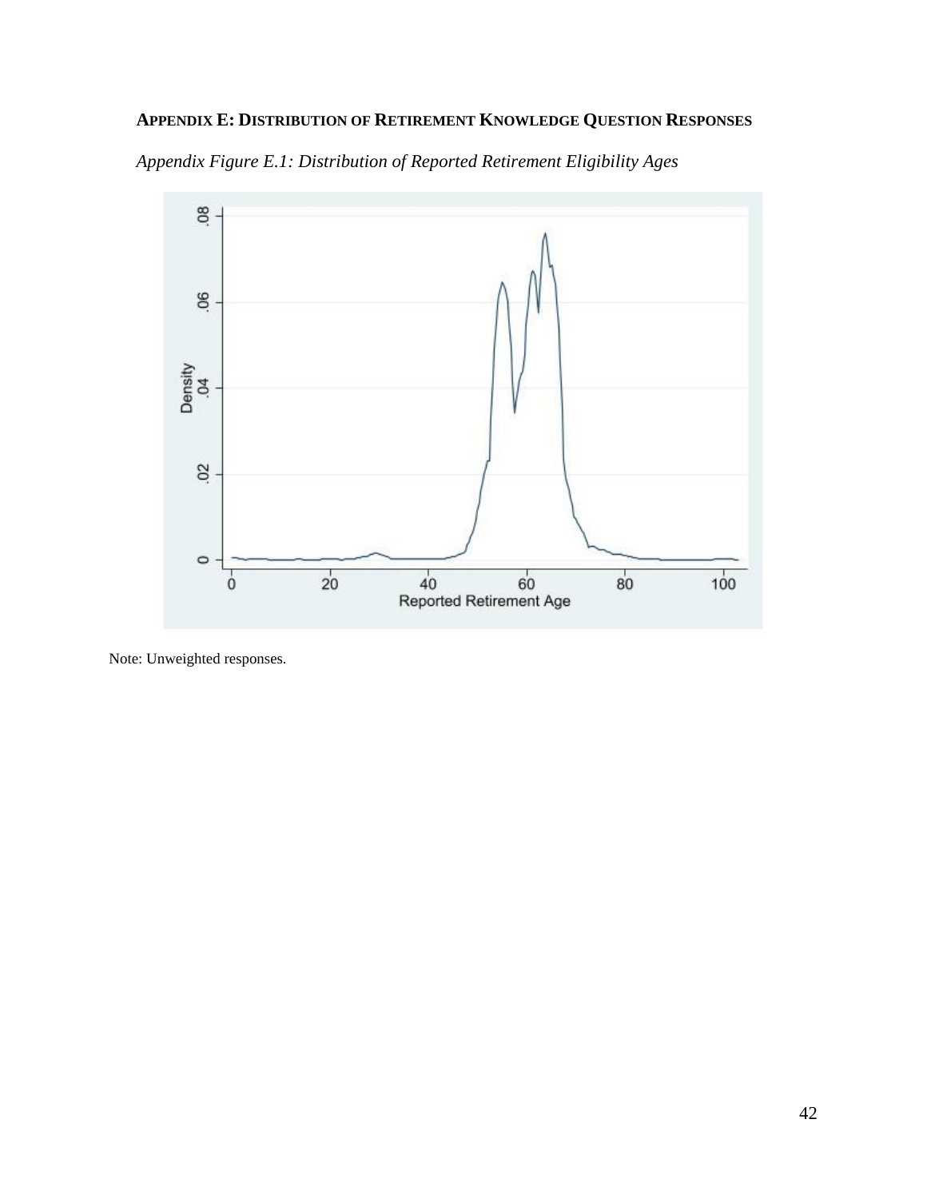## APPENDIX E: DISTRIBUTION OF RETIREMENT KNOWLEDGE QUESTION RESPONSES

*Appendix Figure E.1: Distribution of Reported Retirement Eligibility Ages*

Note: Unweighted responses.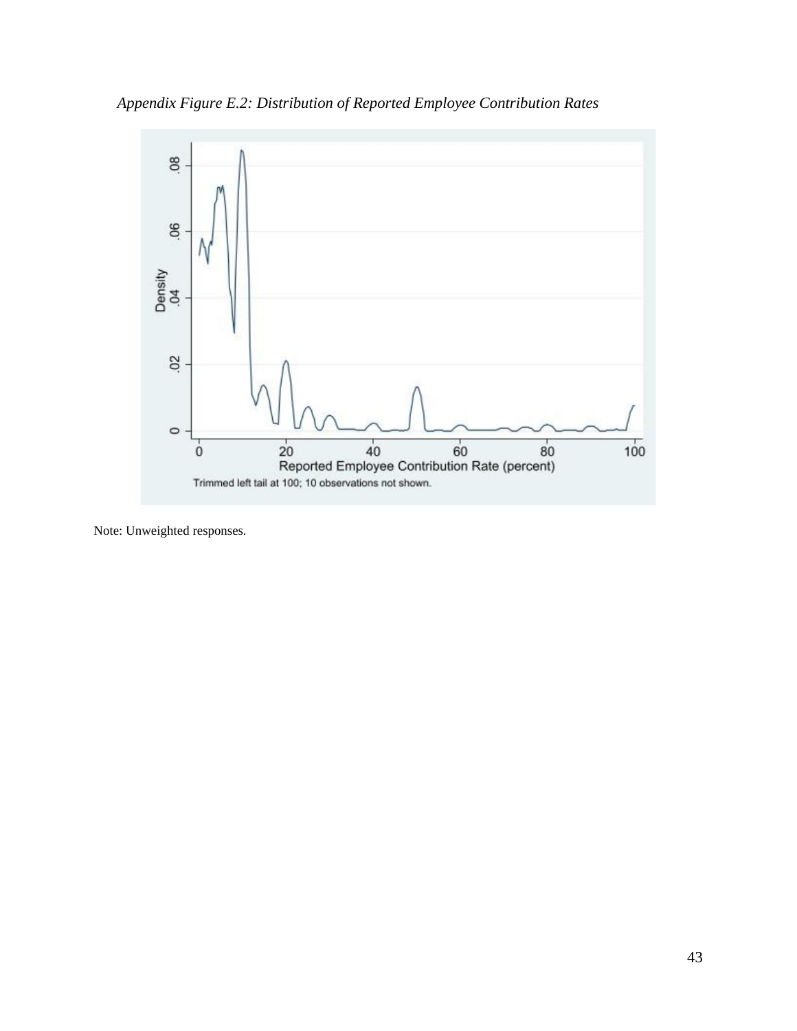*Appendix Figure E.2: Distribution of Reported Employee Contribution Rates*

Trimmed left tail at 100; 10 observations not shown.

Note: Unweighted responses.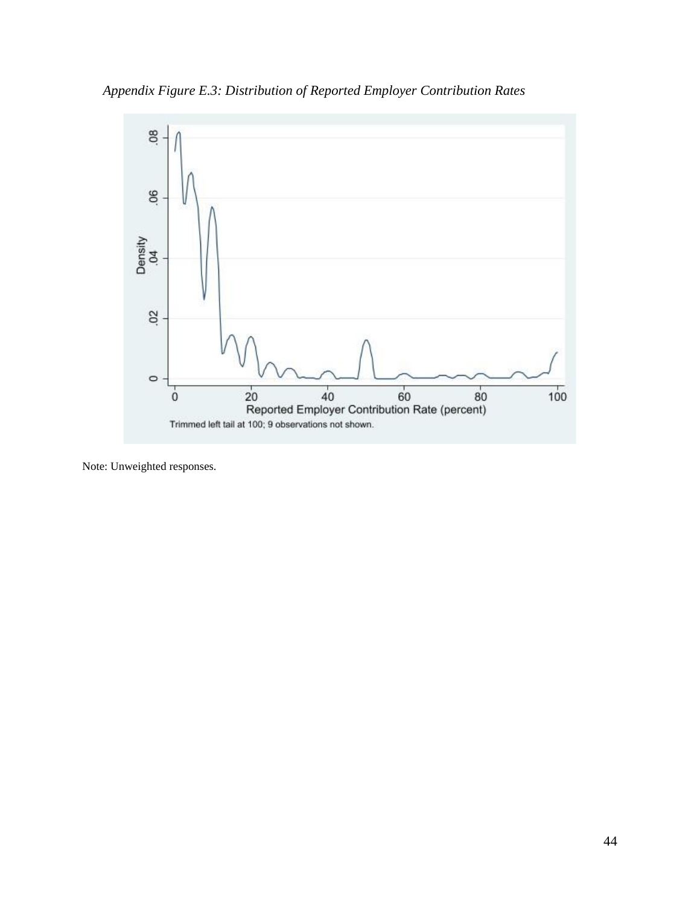*Appendix Figure E.3: Distribution of Reported Employer Contribution Rates*

Note: Unweighted responses.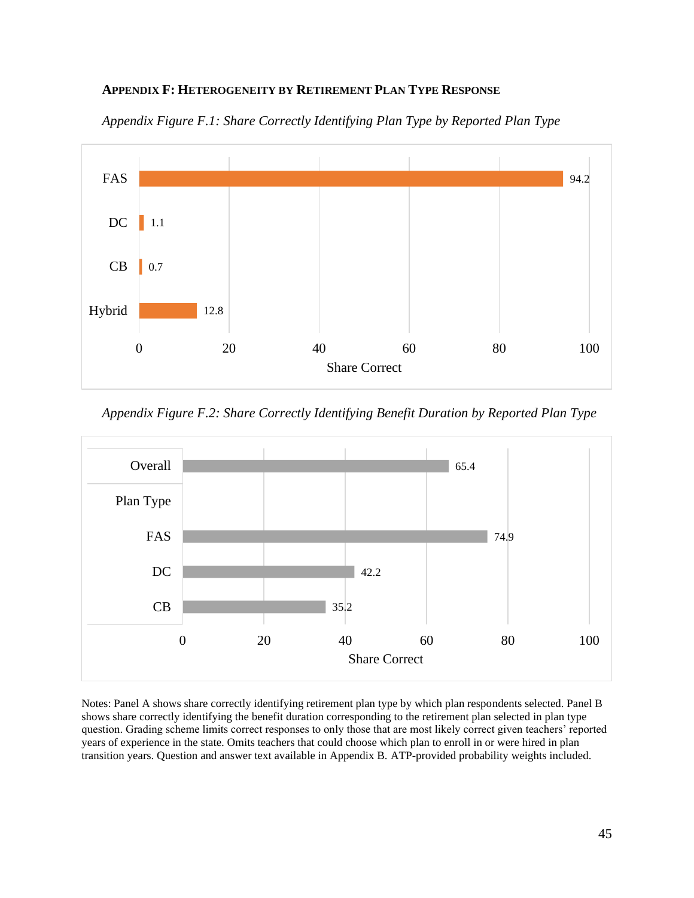## APPENDIX F: HETEROGENEITY BY RETIREMENT PLAN TYPE RESPONSE

*Appendix Figure F.1: Share Correctly Identifying Plan Type by Reported Plan Type*

FAS 94.2
DC 1.1
CB 0.7
Hybrid 12.8

0 20 40 60 80 100
Share Correct

*Appendix Figure F.2: Share Correctly Identifying Benefit Duration by Reported Plan Type*

Overall 65.4
Plan Type
FAS 74.9
DC 42.2
CB 35.2

0 20 40 60 80 100
Share Correct

Notes: Panel A shows share correctly identifying retirement plan type by which plan respondents selected. Panel B shows share correctly identifying the benefit duration corresponding to the retirement plan selected in plan type question. Grading scheme limits correct responses to only those that are most likely correct given teachers' reported years of experience in the state. Omits teachers that could choose which plan to enroll in or were hired in plan transition years. Question and answer text available in Appendix B. ATP-provided probability weights included.